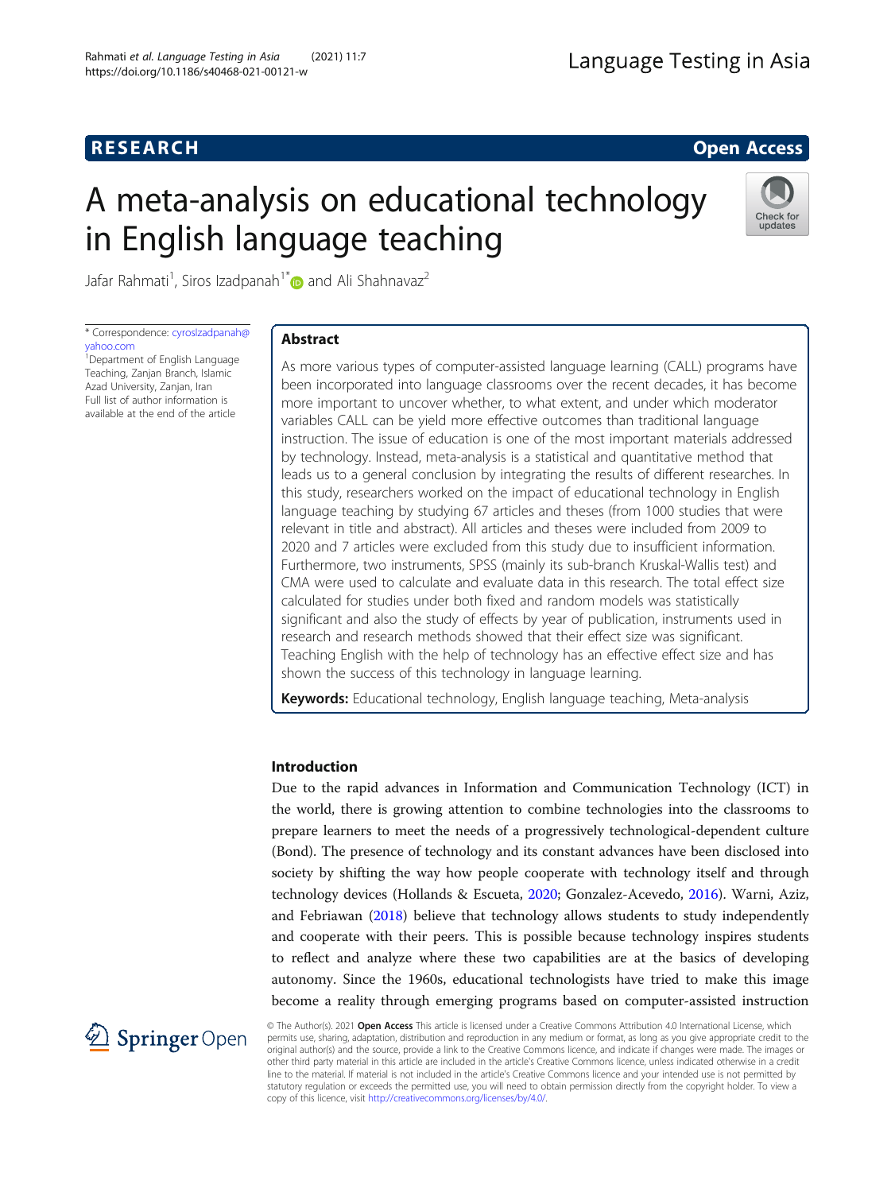RESEARCH Open Access

# A meta-analysis on educational technology in English language teaching

Jafar Rahmati[1], Siros Izadpanah[1*] and Ali Shahnavaz[2]

\* Correspondence: cyrosIzadpanah@yahoo.com
[1]Department of English Language Teaching, Zanjan Branch, Islamic Azad University, Zanjan, Iran
Full list of author information is available at the end of the article

## Abstract

As more various types of computer-assisted language learning (CALL) programs have been incorporated into language classrooms over the recent decades, it has become more important to uncover whether, to what extent, and under which moderator variables CALL can be yield more effective outcomes than traditional language instruction. The issue of education is one of the most important materials addressed by technology. Instead, meta-analysis is a statistical and quantitative method that leads us to a general conclusion by integrating the results of different researches. In this study, researchers worked on the impact of educational technology in English language teaching by studying 67 articles and theses (from 1000 studies that were relevant in title and abstract). All articles and theses were included from 2009 to 2020 and 7 articles were excluded from this study due to insufficient information. Furthermore, two instruments, SPSS (mainly its sub-branch Kruskal-Wallis test) and CMA were used to calculate and evaluate data in this research. The total effect size calculated for studies under both fixed and random models was statistically significant and also the study of effects by year of publication, instruments used in research and research methods showed that their effect size was significant. Teaching English with the help of technology has an effective effect size and has shown the success of this technology in language learning.

**Keywords:** Educational technology, English language teaching, Meta-analysis

## Introduction

Due to the rapid advances in Information and Communication Technology (ICT) in the world, there is growing attention to combine technologies into the classrooms to prepare learners to meet the needs of a progressively technological-dependent culture (Bond). The presence of technology and its constant advances have been disclosed into society by shifting the way how people cooperate with technology itself and through technology devices (Hollands & Escueta, 2020; Gonzalez-Acevedo, 2016). Warni, Aziz, and Febriawan (2018) believe that technology allows students to study independently and cooperate with their peers. This is possible because technology inspires students to reflect and analyze where these two capabilities are at the basics of developing autonomy. Since the 1960s, educational technologists have tried to make this image become a reality through emerging programs based on computer-assisted instruction

© The Author(s). 2021 **Open Access** This article is licensed under a Creative Commons Attribution 4.0 International License, which permits use, sharing, adaptation, distribution and reproduction in any medium or format, as long as you give appropriate credit to the original author(s) and the source, provide a link to the Creative Commons licence, and indicate if changes were made. The images or other third party material in this article are included in the article's Creative Commons licence, unless indicated otherwise in a credit line to the material. If material is not included in the article's Creative Commons licence and your intended use is not permitted by statutory regulation or exceeds the permitted use, you will need to obtain permission directly from the copyright holder. To view a copy of this licence, visit http://creativecommons.org/licenses/by/4.0/.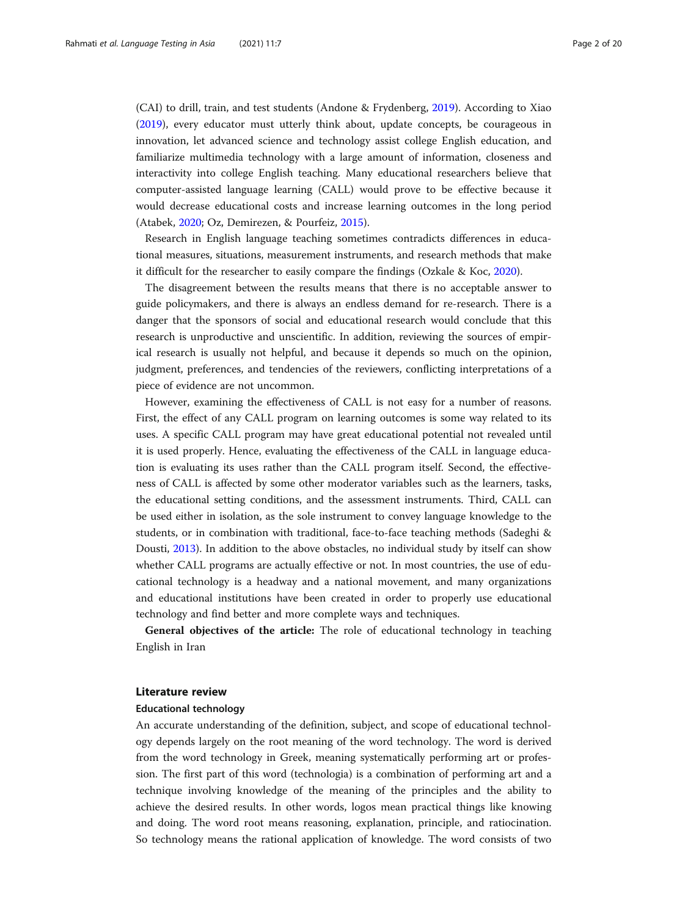(CAI) to drill, train, and test students (Andone & Frydenberg, 2019). According to Xiao (2019), every educator must utterly think about, update concepts, be courageous in innovation, let advanced science and technology assist college English education, and familiarize multimedia technology with a large amount of information, closeness and interactivity into college English teaching. Many educational researchers believe that computer-assisted language learning (CALL) would prove to be effective because it would decrease educational costs and increase learning outcomes in the long period (Atabek, 2020; Oz, Demirezen, & Pourfeiz, 2015).

Research in English language teaching sometimes contradicts differences in educational measures, situations, measurement instruments, and research methods that make it difficult for the researcher to easily compare the findings (Ozkale & Koc, 2020).

The disagreement between the results means that there is no acceptable answer to guide policymakers, and there is always an endless demand for re-research. There is a danger that the sponsors of social and educational research would conclude that this research is unproductive and unscientific. In addition, reviewing the sources of empirical research is usually not helpful, and because it depends so much on the opinion, judgment, preferences, and tendencies of the reviewers, conflicting interpretations of a piece of evidence are not uncommon.

However, examining the effectiveness of CALL is not easy for a number of reasons. First, the effect of any CALL program on learning outcomes is some way related to its uses. A specific CALL program may have great educational potential not revealed until it is used properly. Hence, evaluating the effectiveness of the CALL in language education is evaluating its uses rather than the CALL program itself. Second, the effectiveness of CALL is affected by some other moderator variables such as the learners, tasks, the educational setting conditions, and the assessment instruments. Third, CALL can be used either in isolation, as the sole instrument to convey language knowledge to the students, or in combination with traditional, face-to-face teaching methods (Sadeghi & Dousti, 2013). In addition to the above obstacles, no individual study by itself can show whether CALL programs are actually effective or not. In most countries, the use of educational technology is a headway and a national movement, and many organizations and educational institutions have been created in order to properly use educational technology and find better and more complete ways and techniques.

**General objectives of the article:** The role of educational technology in teaching English in Iran

## Literature review

### Educational technology

An accurate understanding of the definition, subject, and scope of educational technology depends largely on the root meaning of the word technology. The word is derived from the word technology in Greek, meaning systematically performing art or profession. The first part of this word (technologia) is a combination of performing art and a technique involving knowledge of the meaning of the principles and the ability to achieve the desired results. In other words, logos mean practical things like knowing and doing. The word root means reasoning, explanation, principle, and ratiocination. So technology means the rational application of knowledge. The word consists of two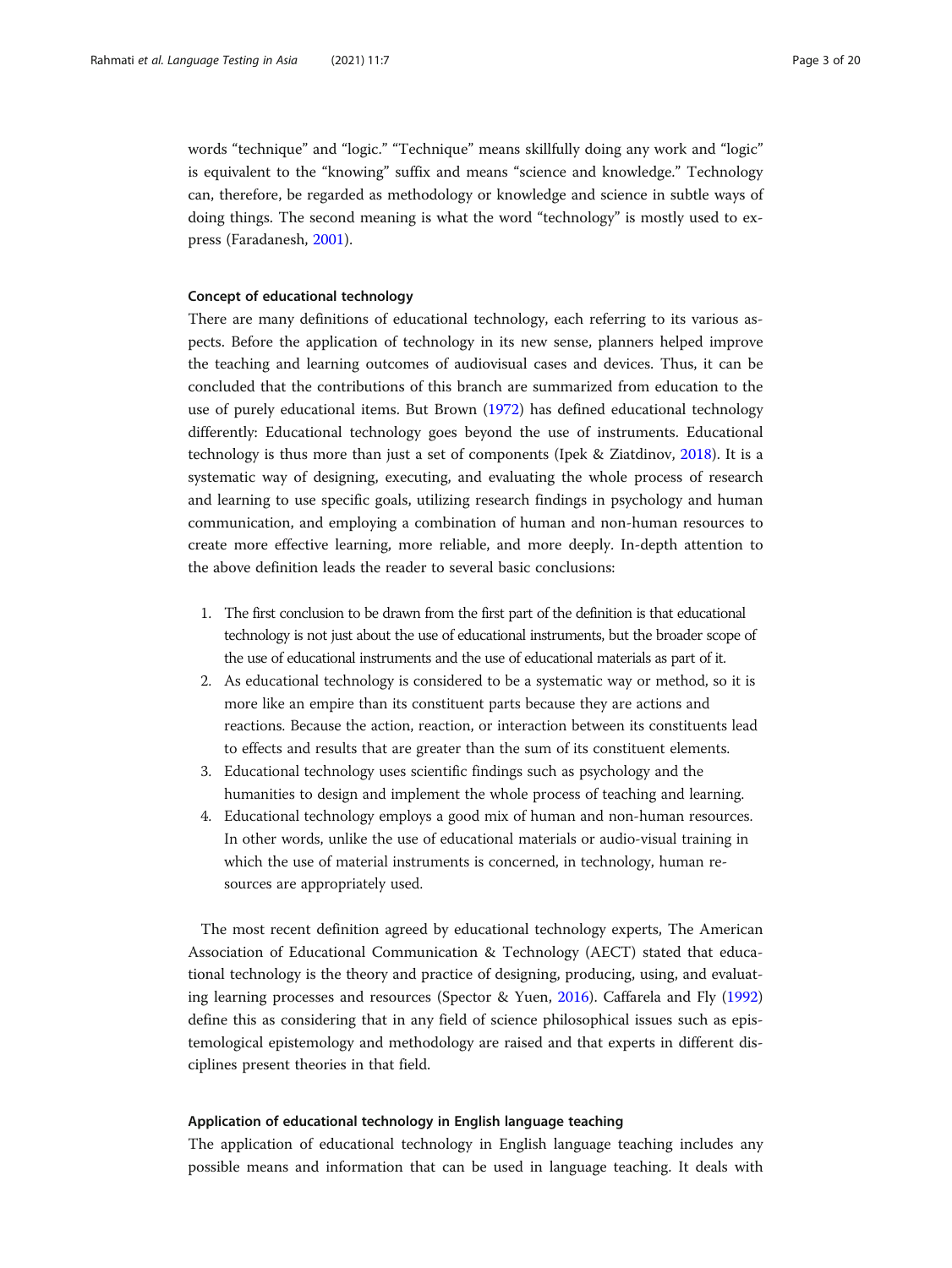words "technique" and "logic." "Technique" means skillfully doing any work and "logic" is equivalent to the "knowing" suffix and means "science and knowledge." Technology can, therefore, be regarded as methodology or knowledge and science in subtle ways of doing things. The second meaning is what the word "technology" is mostly used to express (Faradanesh, 2001).

### Concept of educational technology

There are many definitions of educational technology, each referring to its various aspects. Before the application of technology in its new sense, planners helped improve the teaching and learning outcomes of audiovisual cases and devices. Thus, it can be concluded that the contributions of this branch are summarized from education to the use of purely educational items. But Brown (1972) has defined educational technology differently: Educational technology goes beyond the use of instruments. Educational technology is thus more than just a set of components (Ipek & Ziatdinov, 2018). It is a systematic way of designing, executing, and evaluating the whole process of research and learning to use specific goals, utilizing research findings in psychology and human communication, and employing a combination of human and non-human resources to create more effective learning, more reliable, and more deeply. In-depth attention to the above definition leads the reader to several basic conclusions:

1. The first conclusion to be drawn from the first part of the definition is that educational technology is not just about the use of educational instruments, but the broader scope of the use of educational instruments and the use of educational materials as part of it.
2. As educational technology is considered to be a systematic way or method, so it is more like an empire than its constituent parts because they are actions and reactions. Because the action, reaction, or interaction between its constituents lead to effects and results that are greater than the sum of its constituent elements.
3. Educational technology uses scientific findings such as psychology and the humanities to design and implement the whole process of teaching and learning.
4. Educational technology employs a good mix of human and non-human resources. In other words, unlike the use of educational materials or audio-visual training in which the use of material instruments is concerned, in technology, human resources are appropriately used.

The most recent definition agreed by educational technology experts, The American Association of Educational Communication & Technology (AECT) stated that educational technology is the theory and practice of designing, producing, using, and evaluating learning processes and resources (Spector & Yuen, 2016). Caffarela and Fly (1992) define this as considering that in any field of science philosophical issues such as epistemological epistemology and methodology are raised and that experts in different disciplines present theories in that field.

### Application of educational technology in English language teaching

The application of educational technology in English language teaching includes any possible means and information that can be used in language teaching. It deals with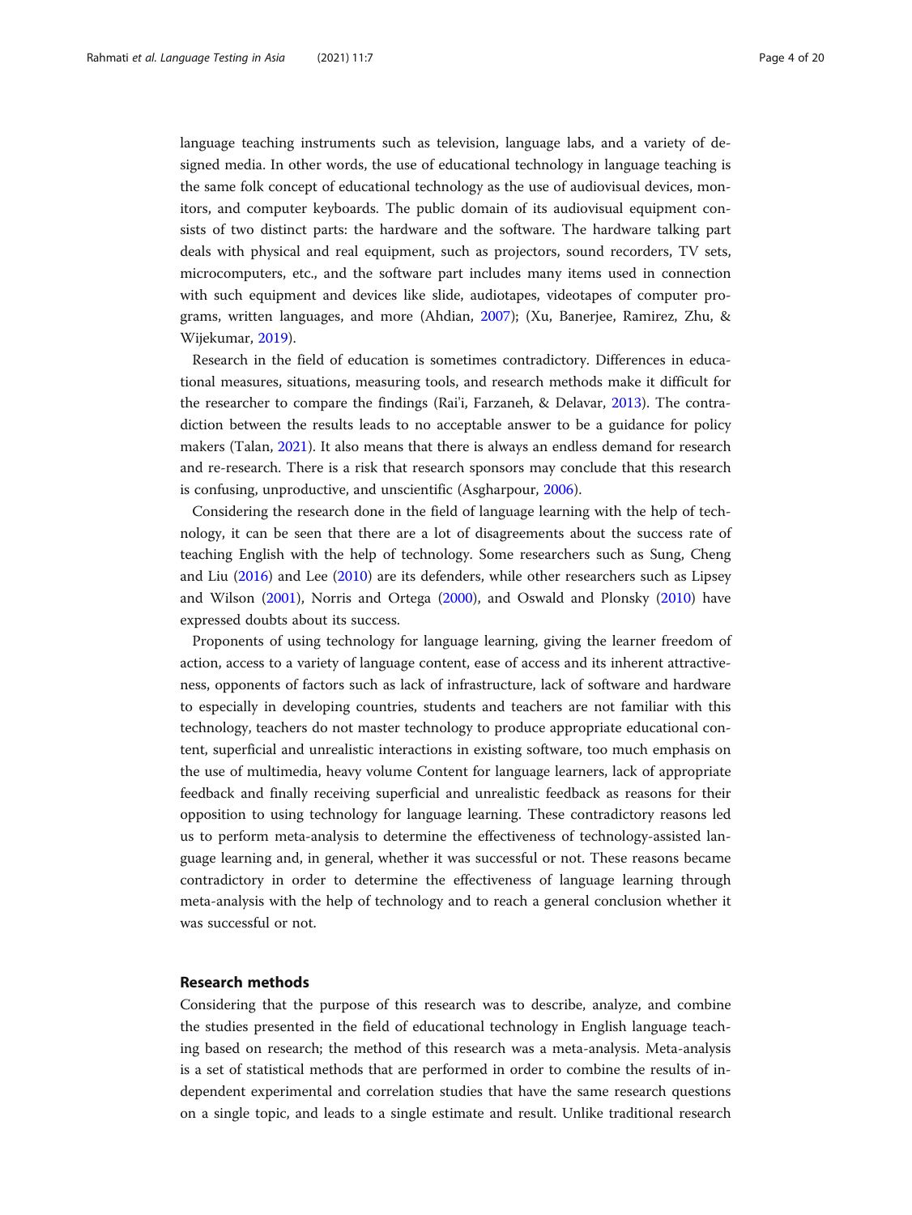language teaching instruments such as television, language labs, and a variety of designed media. In other words, the use of educational technology in language teaching is the same folk concept of educational technology as the use of audiovisual devices, monitors, and computer keyboards. The public domain of its audiovisual equipment consists of two distinct parts: the hardware and the software. The hardware talking part deals with physical and real equipment, such as projectors, sound recorders, TV sets, microcomputers, etc., and the software part includes many items used in connection with such equipment and devices like slide, audiotapes, videotapes of computer programs, written languages, and more (Ahdian, 2007); (Xu, Banerjee, Ramirez, Zhu, & Wijekumar, 2019).

Research in the field of education is sometimes contradictory. Differences in educational measures, situations, measuring tools, and research methods make it difficult for the researcher to compare the findings (Rai'i, Farzaneh, & Delavar, 2013). The contradiction between the results leads to no acceptable answer to be a guidance for policy makers (Talan, 2021). It also means that there is always an endless demand for research and re-research. There is a risk that research sponsors may conclude that this research is confusing, unproductive, and unscientific (Asgharpour, 2006).

Considering the research done in the field of language learning with the help of technology, it can be seen that there are a lot of disagreements about the success rate of teaching English with the help of technology. Some researchers such as Sung, Cheng and Liu (2016) and Lee (2010) are its defenders, while other researchers such as Lipsey and Wilson (2001), Norris and Ortega (2000), and Oswald and Plonsky (2010) have expressed doubts about its success.

Proponents of using technology for language learning, giving the learner freedom of action, access to a variety of language content, ease of access and its inherent attractiveness, opponents of factors such as lack of infrastructure, lack of software and hardware to especially in developing countries, students and teachers are not familiar with this technology, teachers do not master technology to produce appropriate educational content, superficial and unrealistic interactions in existing software, too much emphasis on the use of multimedia, heavy volume Content for language learners, lack of appropriate feedback and finally receiving superficial and unrealistic feedback as reasons for their opposition to using technology for language learning. These contradictory reasons led us to perform meta-analysis to determine the effectiveness of technology-assisted language learning and, in general, whether it was successful or not. These reasons became contradictory in order to determine the effectiveness of language learning through meta-analysis with the help of technology and to reach a general conclusion whether it was successful or not.

## Research methods

Considering that the purpose of this research was to describe, analyze, and combine the studies presented in the field of educational technology in English language teaching based on research; the method of this research was a meta-analysis. Meta-analysis is a set of statistical methods that are performed in order to combine the results of independent experimental and correlation studies that have the same research questions on a single topic, and leads to a single estimate and result. Unlike traditional research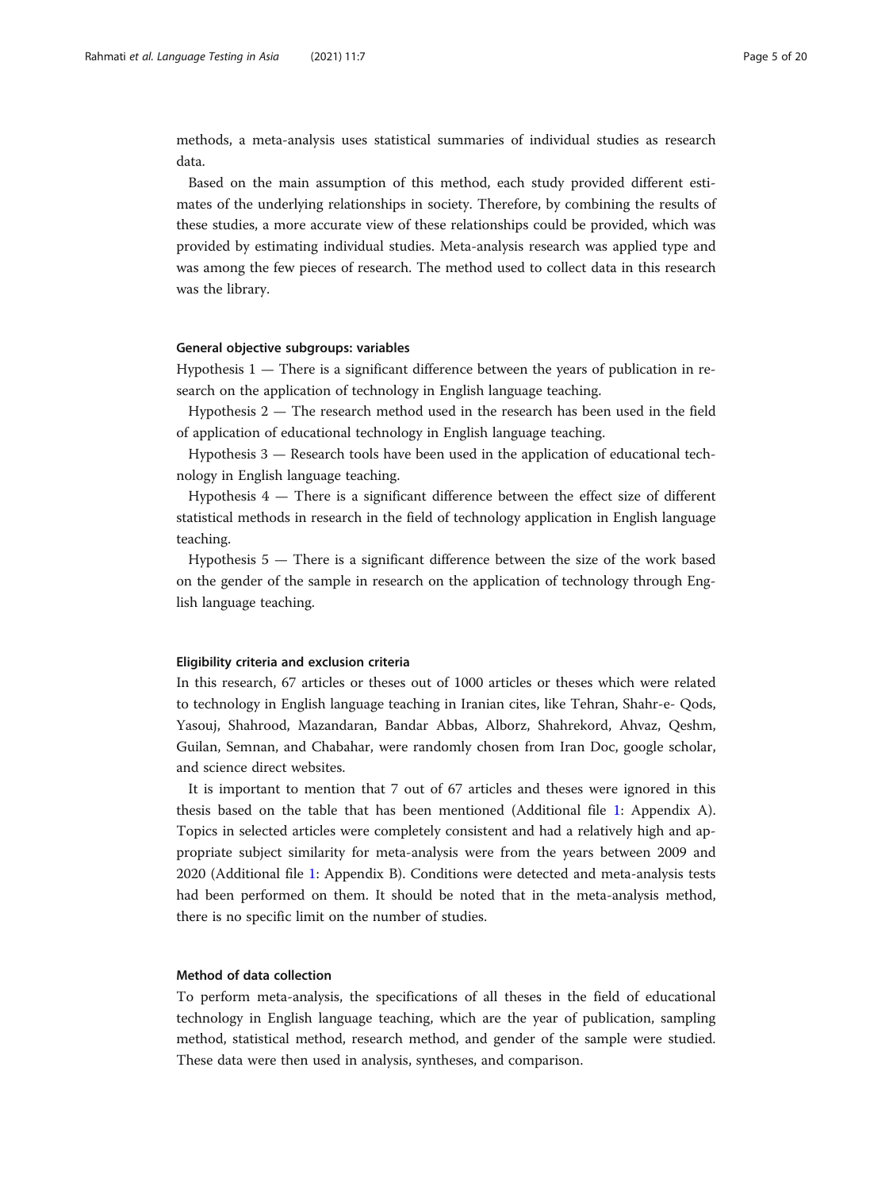methods, a meta-analysis uses statistical summaries of individual studies as research data.

Based on the main assumption of this method, each study provided different estimates of the underlying relationships in society. Therefore, by combining the results of these studies, a more accurate view of these relationships could be provided, which was provided by estimating individual studies. Meta-analysis research was applied type and was among the few pieces of research. The method used to collect data in this research was the library.

### General objective subgroups: variables

Hypothesis 1 — There is a significant difference between the years of publication in research on the application of technology in English language teaching.

Hypothesis 2 — The research method used in the research has been used in the field of application of educational technology in English language teaching.

Hypothesis 3 — Research tools have been used in the application of educational technology in English language teaching.

Hypothesis 4 — There is a significant difference between the effect size of different statistical methods in research in the field of technology application in English language teaching.

Hypothesis 5 — There is a significant difference between the size of the work based on the gender of the sample in research on the application of technology through English language teaching.

### Eligibility criteria and exclusion criteria

In this research, 67 articles or theses out of 1000 articles or theses which were related to technology in English language teaching in Iranian cites, like Tehran, Shahr-e- Qods, Yasouj, Shahrood, Mazandaran, Bandar Abbas, Alborz, Shahrekord, Ahvaz, Qeshm, Guilan, Semnan, and Chabahar, were randomly chosen from Iran Doc, google scholar, and science direct websites.

It is important to mention that 7 out of 67 articles and theses were ignored in this thesis based on the table that has been mentioned (Additional file 1: Appendix A). Topics in selected articles were completely consistent and had a relatively high and appropriate subject similarity for meta-analysis were from the years between 2009 and 2020 (Additional file 1: Appendix B). Conditions were detected and meta-analysis tests had been performed on them. It should be noted that in the meta-analysis method, there is no specific limit on the number of studies.

### Method of data collection

To perform meta-analysis, the specifications of all theses in the field of educational technology in English language teaching, which are the year of publication, sampling method, statistical method, research method, and gender of the sample were studied. These data were then used in analysis, syntheses, and comparison.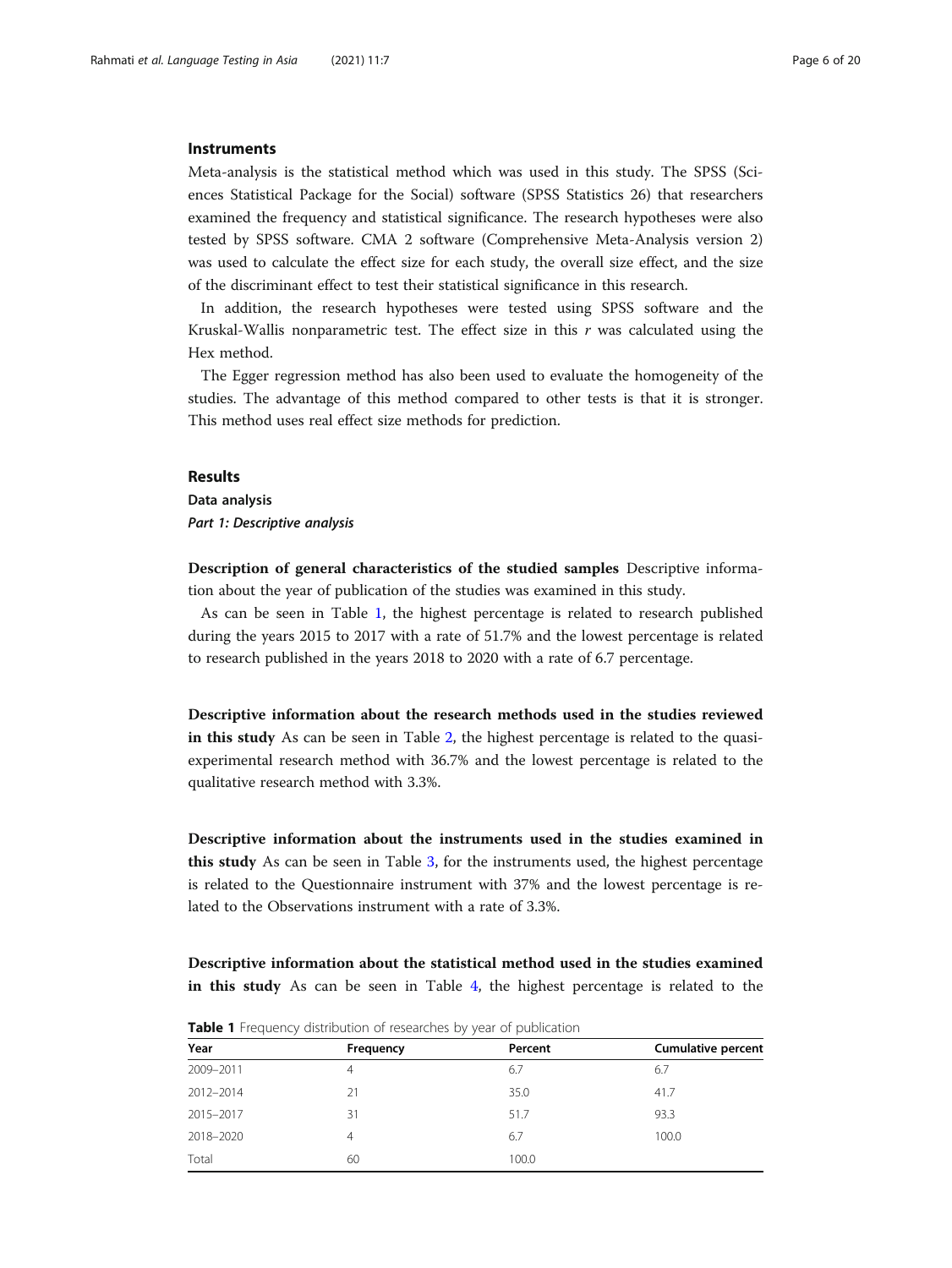## Instruments

Meta-analysis is the statistical method which was used in this study. The SPSS (Sciences Statistical Package for the Social) software (SPSS Statistics 26) that researchers examined the frequency and statistical significance. The research hypotheses were also tested by SPSS software. CMA 2 software (Comprehensive Meta-Analysis version 2) was used to calculate the effect size for each study, the overall size effect, and the size of the discriminant effect to test their statistical significance in this research.

In addition, the research hypotheses were tested using SPSS software and the Kruskal-Wallis nonparametric test. The effect size in this $r$ was calculated using the Hex method.

The Egger regression method has also been used to evaluate the homogeneity of the studies. The advantage of this method compared to other tests is that it is stronger. This method uses real effect size methods for prediction.

## Results

### Data analysis

#### *Part 1: Descriptive analysis*

**Description of general characteristics of the studied samples** Descriptive information about the year of publication of the studies was examined in this study.

As can be seen in Table 1, the highest percentage is related to research published during the years 2015 to 2017 with a rate of 51.7% and the lowest percentage is related to research published in the years 2018 to 2020 with a rate of 6.7 percentage.

**Descriptive information about the research methods used in the studies reviewed in this study** As can be seen in Table 2, the highest percentage is related to the quasi-experimental research method with 36.7% and the lowest percentage is related to the qualitative research method with 3.3%.

**Descriptive information about the instruments used in the studies examined in this study** As can be seen in Table 3, for the instruments used, the highest percentage is related to the Questionnaire instrument with 37% and the lowest percentage is related to the Observations instrument with a rate of 3.3%.

**Descriptive information about the statistical method used in the studies examined in this study** As can be seen in Table 4, the highest percentage is related to the

**Table 1** Frequency distribution of researches by year of publication

| Year | Frequency | Percent | Cumulative percent |
|---|---|---|---|
| 2009–2011 | 4 | 6.7 | 6.7 |
| 2012–2014 | 21 | 35.0 | 41.7 |
| 2015–2017 | 31 | 51.7 | 93.3 |
| 2018–2020 | 4 | 6.7 | 100.0 |
| Total | 60 | 100.0 | |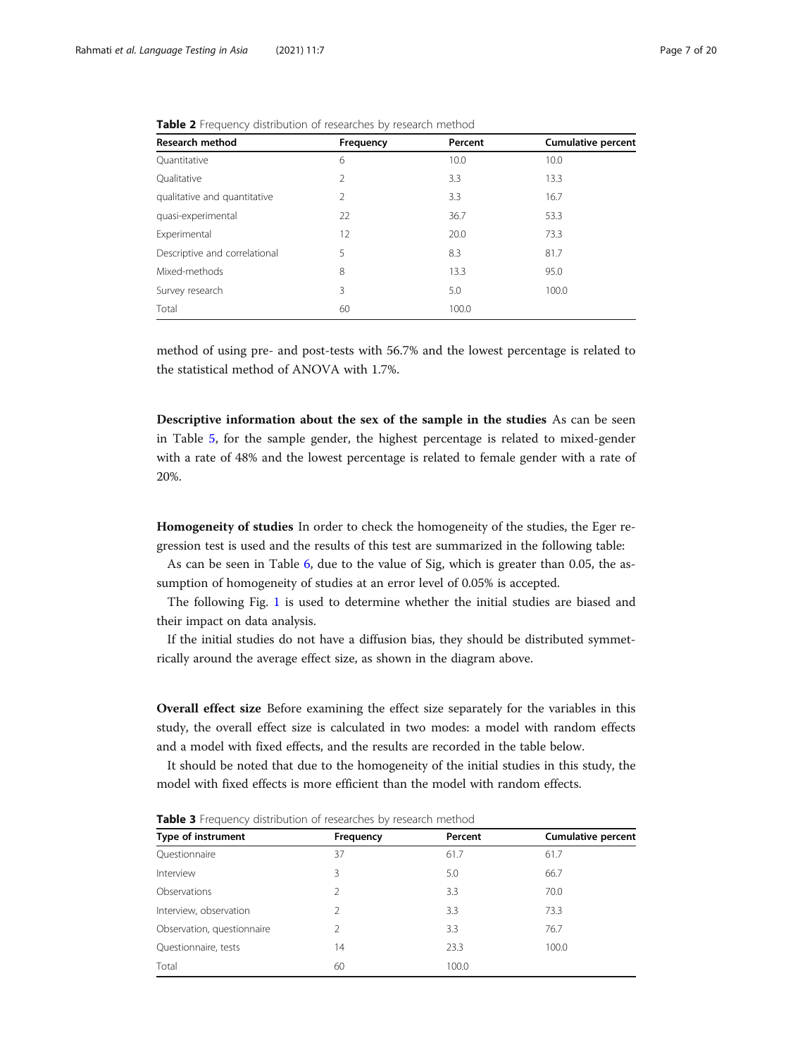**Table 2** Frequency distribution of researches by research method

| Research method | Frequency | Percent | Cumulative percent |
|---|---|---|---|
| Quantitative | 6 | 10.0 | 10.0 |
| Qualitative | 2 | 3.3 | 13.3 |
| qualitative and quantitative | 2 | 3.3 | 16.7 |
| quasi-experimental | 22 | 36.7 | 53.3 |
| Experimental | 12 | 20.0 | 73.3 |
| Descriptive and correlational | 5 | 8.3 | 81.7 |
| Mixed-methods | 8 | 13.3 | 95.0 |
| Survey research | 3 | 5.0 | 100.0 |
| Total | 60 | 100.0 | |

method of using pre- and post-tests with 56.7% and the lowest percentage is related to the statistical method of ANOVA with 1.7%.

**Descriptive information about the sex of the sample in the studies** As can be seen in Table 5, for the sample gender, the highest percentage is related to mixed-gender with a rate of 48% and the lowest percentage is related to female gender with a rate of 20%.

**Homogeneity of studies** In order to check the homogeneity of the studies, the Eger regression test is used and the results of this test are summarized in the following table:

As can be seen in Table 6, due to the value of Sig, which is greater than 0.05, the assumption of homogeneity of studies at an error level of 0.05% is accepted.

The following Fig. 1 is used to determine whether the initial studies are biased and their impact on data analysis.

If the initial studies do not have a diffusion bias, they should be distributed symmetrically around the average effect size, as shown in the diagram above.

**Overall effect size** Before examining the effect size separately for the variables in this study, the overall effect size is calculated in two modes: a model with random effects and a model with fixed effects, and the results are recorded in the table below.

It should be noted that due to the homogeneity of the initial studies in this study, the model with fixed effects is more efficient than the model with random effects.

**Table 3** Frequency distribution of researches by research method

| Type of instrument | Frequency | Percent | Cumulative percent |
|---|---|---|---|
| Questionnaire | 37 | 61.7 | 61.7 |
| Interview | 3 | 5.0 | 66.7 |
| Observations | 2 | 3.3 | 70.0 |
| Interview, observation | 2 | 3.3 | 73.3 |
| Observation, questionnaire | 2 | 3.3 | 76.7 |
| Questionnaire, tests | 14 | 23.3 | 100.0 |
| Total | 60 | 100.0 | |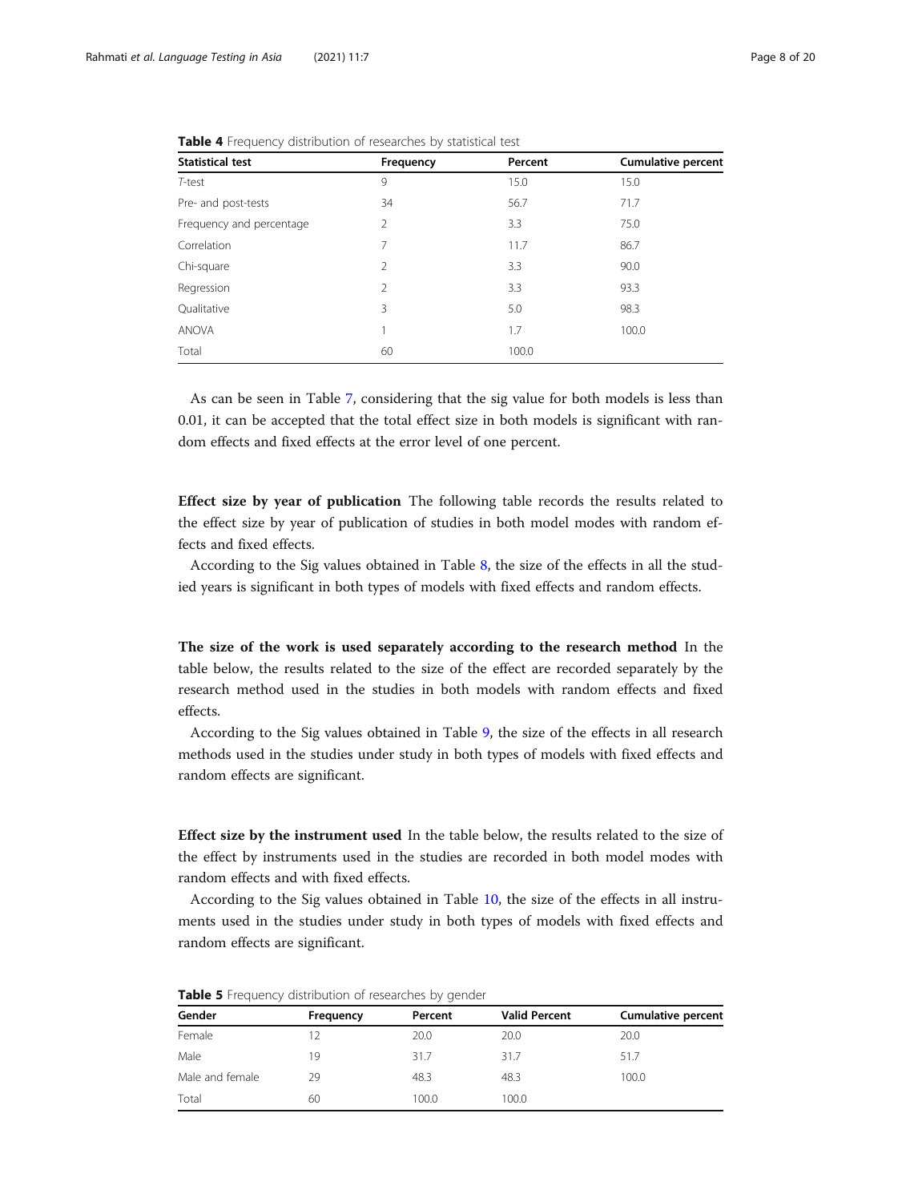**Table 4** Frequency distribution of researches by statistical test

| Statistical test | Frequency | Percent | Cumulative percent |
|---|---|---|---|
| *T*-test | 9 | 15.0 | 15.0 |
| Pre- and post-tests | 34 | 56.7 | 71.7 |
| Frequency and percentage | 2 | 3.3 | 75.0 |
| Correlation | 7 | 11.7 | 86.7 |
| Chi-square | 2 | 3.3 | 90.0 |
| Regression | 2 | 3.3 | 93.3 |
| Qualitative | 3 | 5.0 | 98.3 |
| ANOVA | 1 | 1.7 | 100.0 |
| Total | 60 | 100.0 | |

As can be seen in Table 7, considering that the sig value for both models is less than 0.01, it can be accepted that the total effect size in both models is significant with random effects and fixed effects at the error level of one percent.

**Effect size by year of publication** The following table records the results related to the effect size by year of publication of studies in both model modes with random effects and fixed effects.

According to the Sig values obtained in Table 8, the size of the effects in all the studied years is significant in both types of models with fixed effects and random effects.

**The size of the work is used separately according to the research method** In the table below, the results related to the size of the effect are recorded separately by the research method used in the studies in both models with random effects and fixed effects.

According to the Sig values obtained in Table 9, the size of the effects in all research methods used in the studies under study in both types of models with fixed effects and random effects are significant.

**Effect size by the instrument used** In the table below, the results related to the size of the effect by instruments used in the studies are recorded in both model modes with random effects and with fixed effects.

According to the Sig values obtained in Table 10, the size of the effects in all instruments used in the studies under study in both types of models with fixed effects and random effects are significant.

**Table 5** Frequency distribution of researches by gender

| Gender | Frequency | Percent | Valid Percent | Cumulative percent |
|---|---|---|---|---|
| Female | 12 | 20.0 | 20.0 | 20.0 |
| Male | 19 | 31.7 | 31.7 | 51.7 |
| Male and female | 29 | 48.3 | 48.3 | 100.0 |
| Total | 60 | 100.0 | 100.0 | |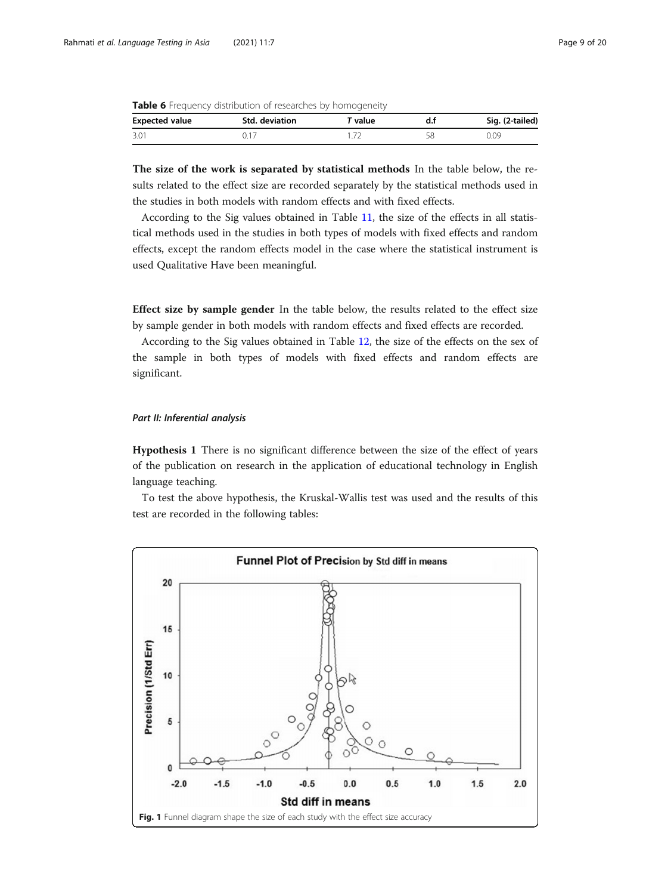**Table 6** Frequency distribution of researches by homogeneity

| Expected value | Std. deviation | *T* value | d.f | Sig. (2-tailed) |
|---|---|---|---|---|
| 3.01 | 0.17 | 1.72 | 58 | 0.09 |

**The size of the work is separated by statistical methods** In the table below, the results related to the effect size are recorded separately by the statistical methods used in the studies in both models with random effects and with fixed effects.

According to the Sig values obtained in Table 11, the size of the effects in all statistical methods used in the studies in both types of models with fixed effects and random effects, except the random effects model in the case where the statistical instrument is used Qualitative Have been meaningful.

**Effect size by sample gender** In the table below, the results related to the effect size by sample gender in both models with random effects and fixed effects are recorded.

According to the Sig values obtained in Table 12, the size of the effects on the sex of the sample in both types of models with fixed effects and random effects are significant.

### *Part II: Inferential analysis*

**Hypothesis 1** There is no significant difference between the size of the effect of years of the publication on research in the application of educational technology in English language teaching.

To test the above hypothesis, the Kruskal-Wallis test was used and the results of this test are recorded in the following tables:

**Fig. 1** Funnel diagram shape the size of each study with the effect size accuracy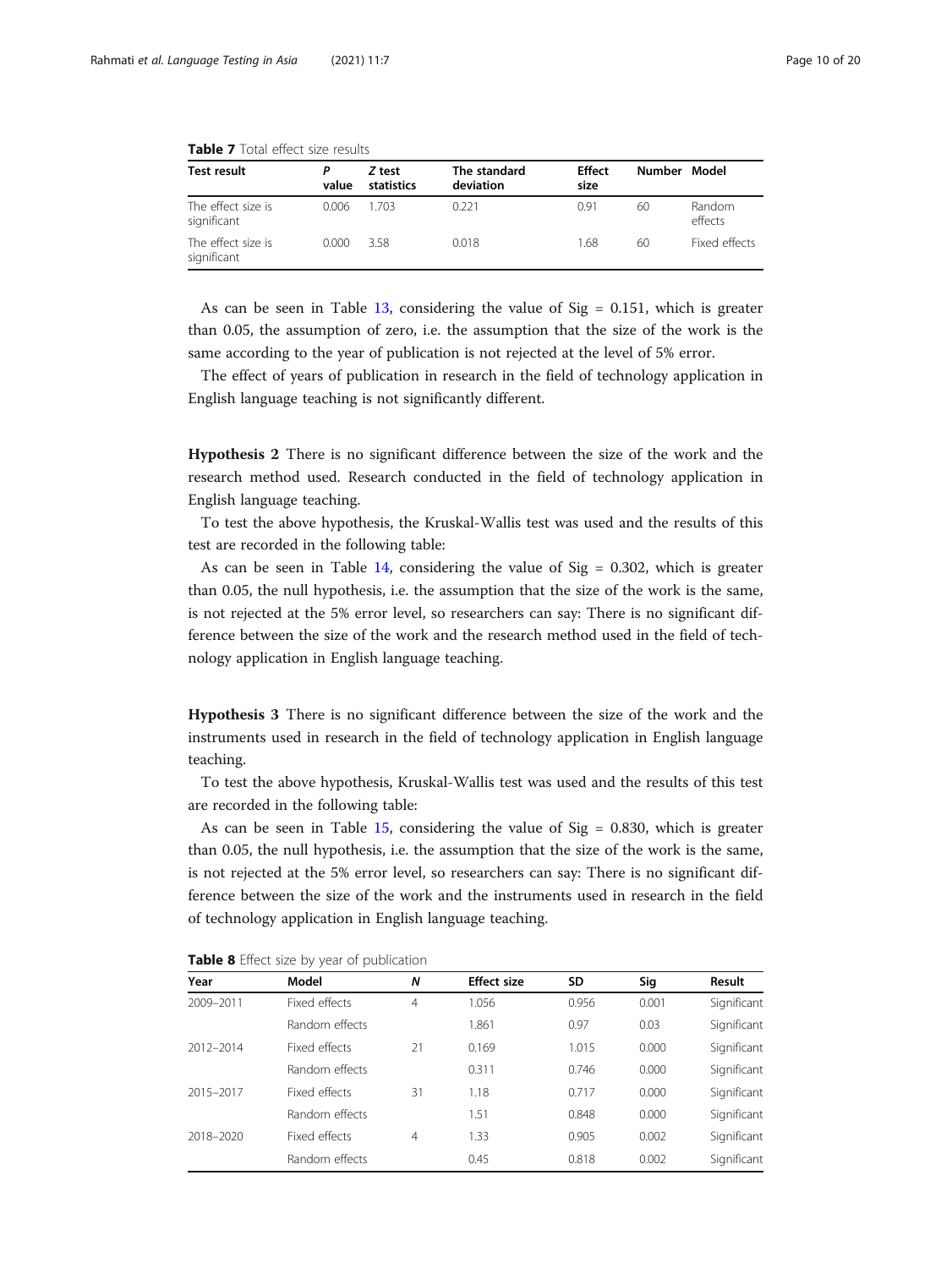**Table 7** Total effect size results

| Test result | *P* value | *Z* test statistics | The standard deviation | Effect size | Number | Model |
|---|---|---|---|---|---|---|
| The effect size is significant | 0.006 | 1.703 | 0.221 | 0.91 | 60 | Random effects |
| The effect size is significant | 0.000 | 3.58 | 0.018 | 1.68 | 60 | Fixed effects |

As can be seen in Table 13, considering the value of Sig = 0.151, which is greater than 0.05, the assumption of zero, i.e. the assumption that the size of the work is the same according to the year of publication is not rejected at the level of 5% error.

The effect of years of publication in research in the field of technology application in English language teaching is not significantly different.

**Hypothesis 2** There is no significant difference between the size of the work and the research method used. Research conducted in the field of technology application in English language teaching.

To test the above hypothesis, the Kruskal-Wallis test was used and the results of this test are recorded in the following table:

As can be seen in Table 14, considering the value of Sig = 0.302, which is greater than 0.05, the null hypothesis, i.e. the assumption that the size of the work is the same, is not rejected at the 5% error level, so researchers can say: There is no significant difference between the size of the work and the research method used in the field of technology application in English language teaching.

**Hypothesis 3** There is no significant difference between the size of the work and the instruments used in research in the field of technology application in English language teaching.

To test the above hypothesis, Kruskal-Wallis test was used and the results of this test are recorded in the following table:

As can be seen in Table 15, considering the value of Sig = 0.830, which is greater than 0.05, the null hypothesis, i.e. the assumption that the size of the work is the same, is not rejected at the 5% error level, so researchers can say: There is no significant difference between the size of the work and the instruments used in research in the field of technology application in English language teaching.

**Table 8** Effect size by year of publication

| Year | Model | *N* | Effect size | SD | Sig | Result |
|---|---|---|---|---|---|---|
| 2009–2011 | Fixed effects | 4 | 1.056 | 0.956 | 0.001 | Significant |
| | Random effects | | 1.861 | 0.97 | 0.03 | Significant |
| 2012–2014 | Fixed effects | 21 | 0.169 | 1.015 | 0.000 | Significant |
| | Random effects | | 0.311 | 0.746 | 0.000 | Significant |
| 2015–2017 | Fixed effects | 31 | 1.18 | 0.717 | 0.000 | Significant |
| | Random effects | | 1.51 | 0.848 | 0.000 | Significant |
| 2018–2020 | Fixed effects | 4 | 1.33 | 0.905 | 0.002 | Significant |
| | Random effects | | 0.45 | 0.818 | 0.002 | Significant |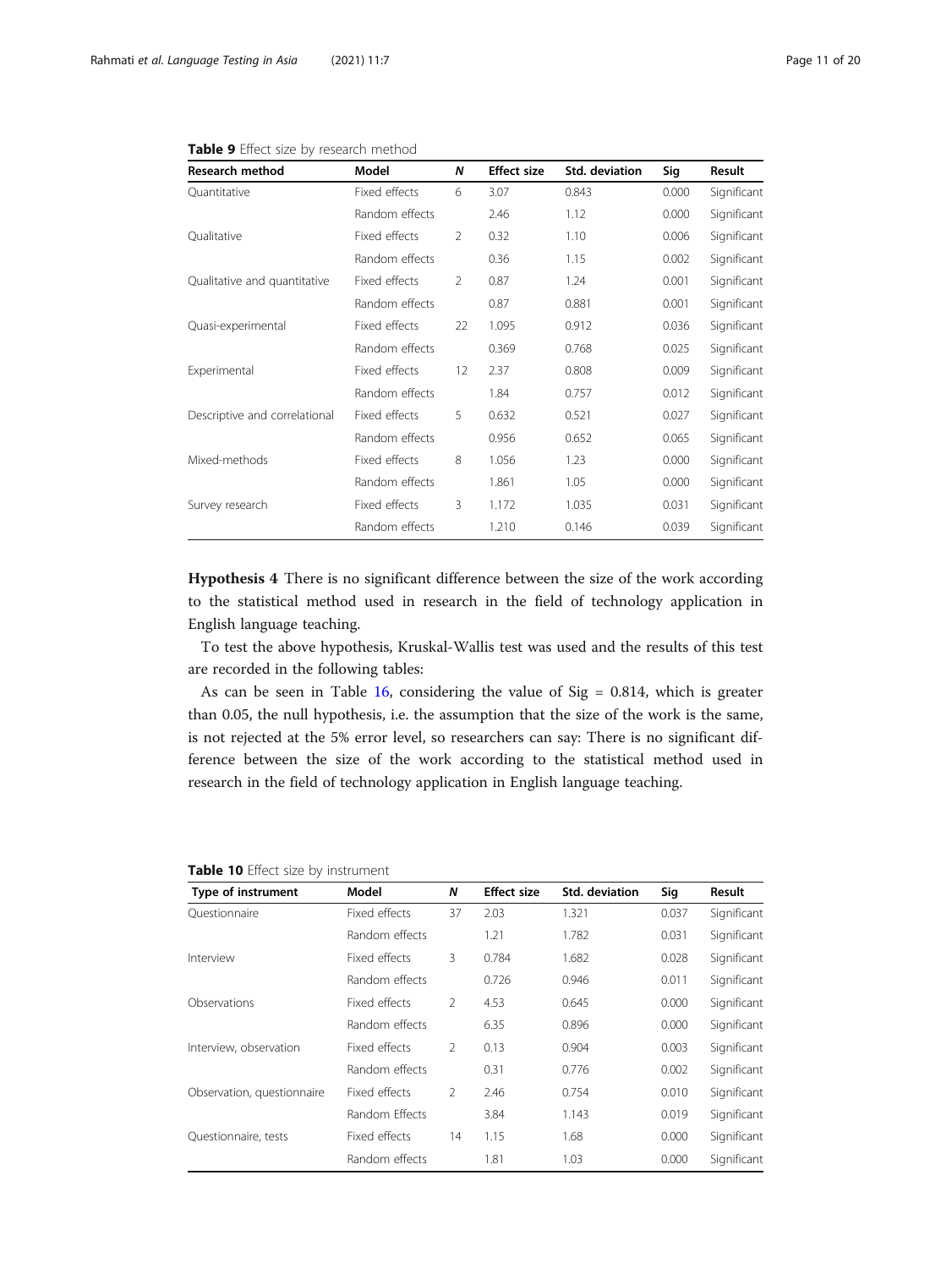**Table 9** Effect size by research method

| Research method | Model | N | Effect size | Std. deviation | Sig | Result |
|---|---|---|---|---|---|---|
| Quantitative | Fixed effects | 6 | 3.07 | 0.843 | 0.000 | Significant |
| | Random effects | | 2.46 | 1.12 | 0.000 | Significant |
| Qualitative | Fixed effects | 2 | 0.32 | 1.10 | 0.006 | Significant |
| | Random effects | | 0.36 | 1.15 | 0.002 | Significant |
| Qualitative and quantitative | Fixed effects | 2 | 0.87 | 1.24 | 0.001 | Significant |
| | Random effects | | 0.87 | 0.881 | 0.001 | Significant |
| Quasi-experimental | Fixed effects | 22 | 1.095 | 0.912 | 0.036 | Significant |
| | Random effects | | 0.369 | 0.768 | 0.025 | Significant |
| Experimental | Fixed effects | 12 | 2.37 | 0.808 | 0.009 | Significant |
| | Random effects | | 1.84 | 0.757 | 0.012 | Significant |
| Descriptive and correlational | Fixed effects | 5 | 0.632 | 0.521 | 0.027 | Significant |
| | Random effects | | 0.956 | 0.652 | 0.065 | Significant |
| Mixed-methods | Fixed effects | 8 | 1.056 | 1.23 | 0.000 | Significant |
| | Random effects | | 1.861 | 1.05 | 0.000 | Significant |
| Survey research | Fixed effects | 3 | 1.172 | 1.035 | 0.031 | Significant |
| | Random effects | | 1.210 | 0.146 | 0.039 | Significant |

**Hypothesis 4** There is no significant difference between the size of the work according to the statistical method used in research in the field of technology application in English language teaching.

To test the above hypothesis, Kruskal-Wallis test was used and the results of this test are recorded in the following tables:

As can be seen in Table 16, considering the value of Sig = 0.814, which is greater than 0.05, the null hypothesis, i.e. the assumption that the size of the work is the same, is not rejected at the 5% error level, so researchers can say: There is no significant difference between the size of the work according to the statistical method used in research in the field of technology application in English language teaching.

**Table 10** Effect size by instrument

| Type of instrument | Model | N | Effect size | Std. deviation | Sig | Result |
|---|---|---|---|---|---|---|
| Questionnaire | Fixed effects | 37 | 2.03 | 1.321 | 0.037 | Significant |
| | Random effects | | 1.21 | 1.782 | 0.031 | Significant |
| Interview | Fixed effects | 3 | 0.784 | 1.682 | 0.028 | Significant |
| | Random effects | | 0.726 | 0.946 | 0.011 | Significant |
| Observations | Fixed effects | 2 | 4.53 | 0.645 | 0.000 | Significant |
| | Random effects | | 6.35 | 0.896 | 0.000 | Significant |
| Interview, observation | Fixed effects | 2 | 0.13 | 0.904 | 0.003 | Significant |
| | Random effects | | 0.31 | 0.776 | 0.002 | Significant |
| Observation, questionnaire | Fixed effects | 2 | 2.46 | 0.754 | 0.010 | Significant |
| | Random Effects | | 3.84 | 1.143 | 0.019 | Significant |
| Questionnaire, tests | Fixed effects | 14 | 1.15 | 1.68 | 0.000 | Significant |
| | Random effects | | 1.81 | 1.03 | 0.000 | Significant |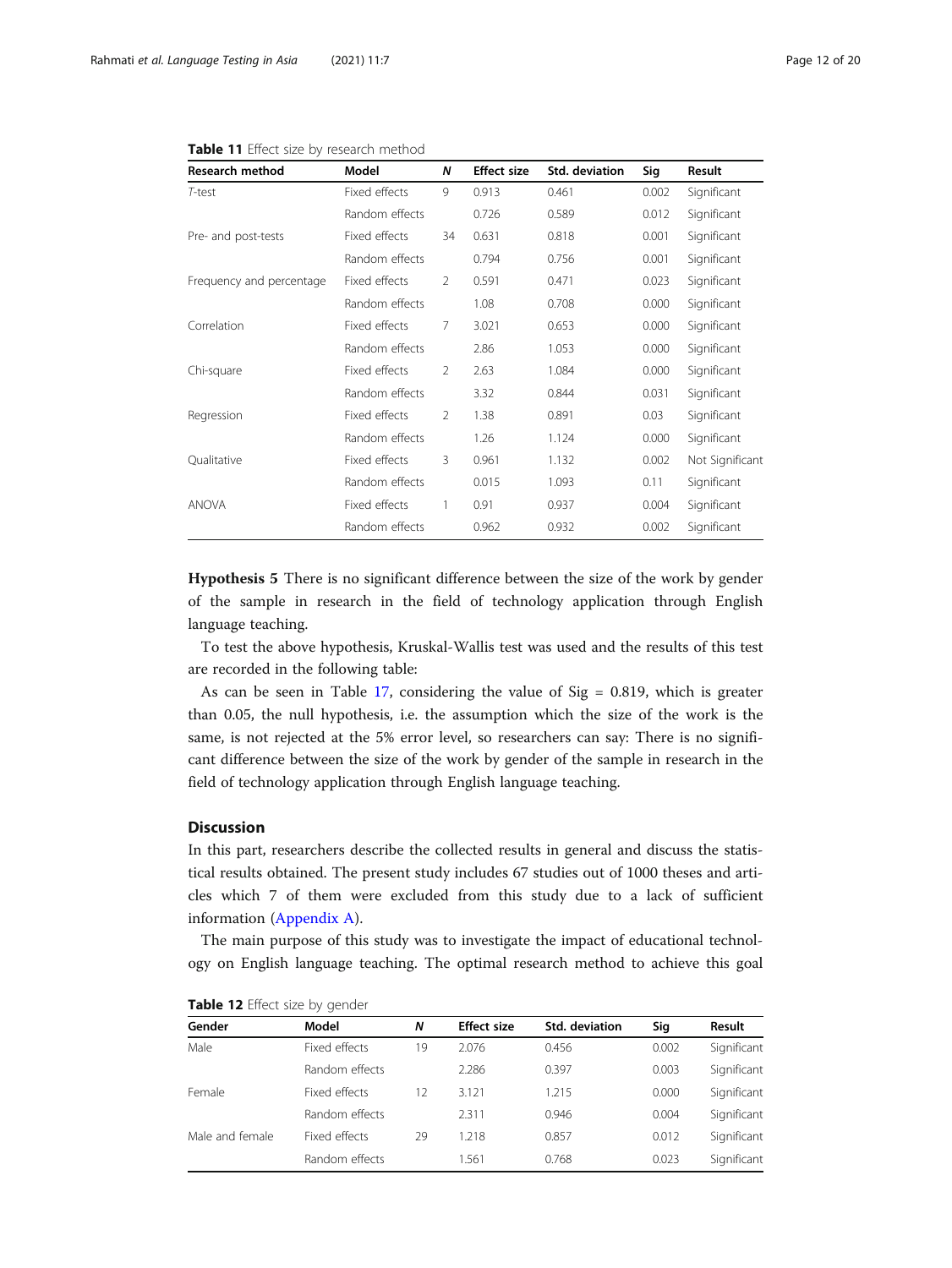**Table 11** Effect size by research method

| Research method | Model | N | Effect size | Std. deviation | Sig | Result |
|---|---|---|---|---|---|---|
| *T*-test | Fixed effects | 9 | 0.913 | 0.461 | 0.002 | Significant |
| | Random effects | | 0.726 | 0.589 | 0.012 | Significant |
| Pre- and post-tests | Fixed effects | 34 | 0.631 | 0.818 | 0.001 | Significant |
| | Random effects | | 0.794 | 0.756 | 0.001 | Significant |
| Frequency and percentage | Fixed effects | 2 | 0.591 | 0.471 | 0.023 | Significant |
| | Random effects | | 1.08 | 0.708 | 0.000 | Significant |
| Correlation | Fixed effects | 7 | 3.021 | 0.653 | 0.000 | Significant |
| | Random effects | | 2.86 | 1.053 | 0.000 | Significant |
| Chi-square | Fixed effects | 2 | 2.63 | 1.084 | 0.000 | Significant |
| | Random effects | | 3.32 | 0.844 | 0.031 | Significant |
| Regression | Fixed effects | 2 | 1.38 | 0.891 | 0.03 | Significant |
| | Random effects | | 1.26 | 1.124 | 0.000 | Significant |
| Qualitative | Fixed effects | 3 | 0.961 | 1.132 | 0.002 | Not Significant |
| | Random effects | | 0.015 | 1.093 | 0.11 | Significant |
| ANOVA | Fixed effects | 1 | 0.91 | 0.937 | 0.004 | Significant |
| | Random effects | | 0.962 | 0.932 | 0.002 | Significant |

**Hypothesis 5** There is no significant difference between the size of the work by gender of the sample in research in the field of technology application through English language teaching.

To test the above hypothesis, Kruskal-Wallis test was used and the results of this test are recorded in the following table:

As can be seen in Table 17, considering the value of Sig = 0.819, which is greater than 0.05, the null hypothesis, i.e. the assumption which the size of the work is the same, is not rejected at the 5% error level, so researchers can say: There is no significant difference between the size of the work by gender of the sample in research in the field of technology application through English language teaching.

## Discussion

In this part, researchers describe the collected results in general and discuss the statistical results obtained. The present study includes 67 studies out of 1000 theses and articles which 7 of them were excluded from this study due to a lack of sufficient information (Appendix A).

The main purpose of this study was to investigate the impact of educational technology on English language teaching. The optimal research method to achieve this goal

**Table 12** Effect size by gender

| Gender | Model | N | Effect size | Std. deviation | Sig | Result |
|---|---|---|---|---|---|---|
| Male | Fixed effects | 19 | 2.076 | 0.456 | 0.002 | Significant |
| | Random effects | | 2.286 | 0.397 | 0.003 | Significant |
| Female | Fixed effects | 12 | 3.121 | 1.215 | 0.000 | Significant |
| | Random effects | | 2.311 | 0.946 | 0.004 | Significant |
| Male and female | Fixed effects | 29 | 1.218 | 0.857 | 0.012 | Significant |
| | Random effects | | 1.561 | 0.768 | 0.023 | Significant |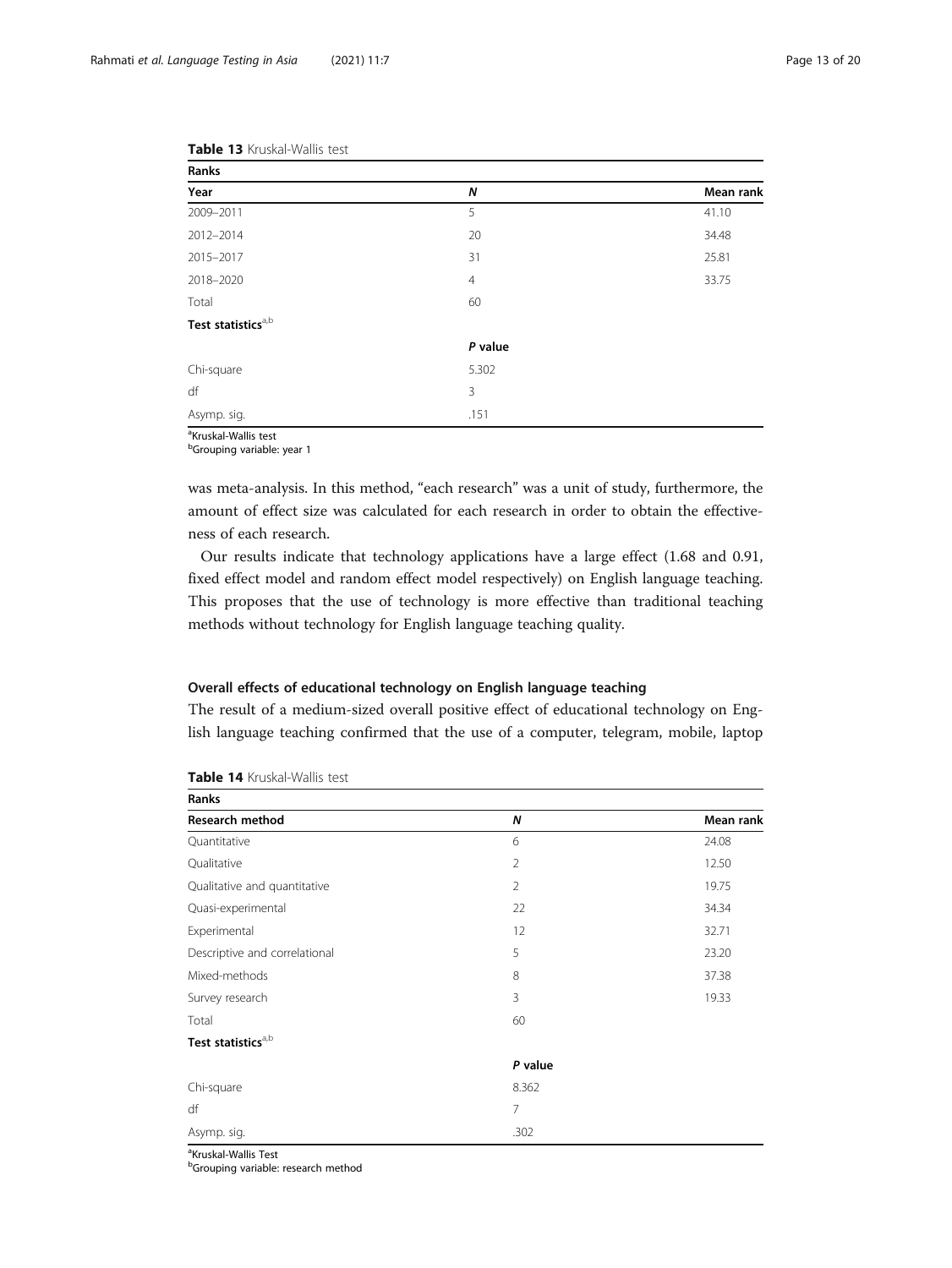**Table 13** Kruskal-Wallis test

| Ranks | | |
|---|---|---|
| **Year** | ***N*** | **Mean rank** |
| 2009–2011 | 5 | 41.10 |
| 2012–2014 | 20 | 34.48 |
| 2015–2017 | 31 | 25.81 |
| 2018–2020 | 4 | 33.75 |
| Total | 60 | |
| **Test statistics**[a,b] | | |
| | ***P* value** | |
| Chi-square | 5.302 | |
| df | 3 | |
| Asymp. sig. | .151 | |

[a]Kruskal-Wallis test
[b]Grouping variable: year 1

was meta-analysis. In this method, "each research" was a unit of study, furthermore, the amount of effect size was calculated for each research in order to obtain the effectiveness of each research.

Our results indicate that technology applications have a large effect (1.68 and 0.91, fixed effect model and random effect model respectively) on English language teaching. This proposes that the use of technology is more effective than traditional teaching methods without technology for English language teaching quality.

### Overall effects of educational technology on English language teaching

The result of a medium-sized overall positive effect of educational technology on English language teaching confirmed that the use of a computer, telegram, mobile, laptop

**Table 14** Kruskal-Wallis test

| Ranks | | |
|---|---|---|
| **Research method** | ***N*** | **Mean rank** |
| Quantitative | 6 | 24.08 |
| Qualitative | 2 | 12.50 |
| Qualitative and quantitative | 2 | 19.75 |
| Quasi-experimental | 22 | 34.34 |
| Experimental | 12 | 32.71 |
| Descriptive and correlational | 5 | 23.20 |
| Mixed-methods | 8 | 37.38 |
| Survey research | 3 | 19.33 |
| Total | 60 | |
| **Test statistics**[a,b] | | |
| | ***P* value** | |
| Chi-square | 8.362 | |
| df | 7 | |
| Asymp. sig. | .302 | |

[a]Kruskal-Wallis Test
[b]Grouping variable: research method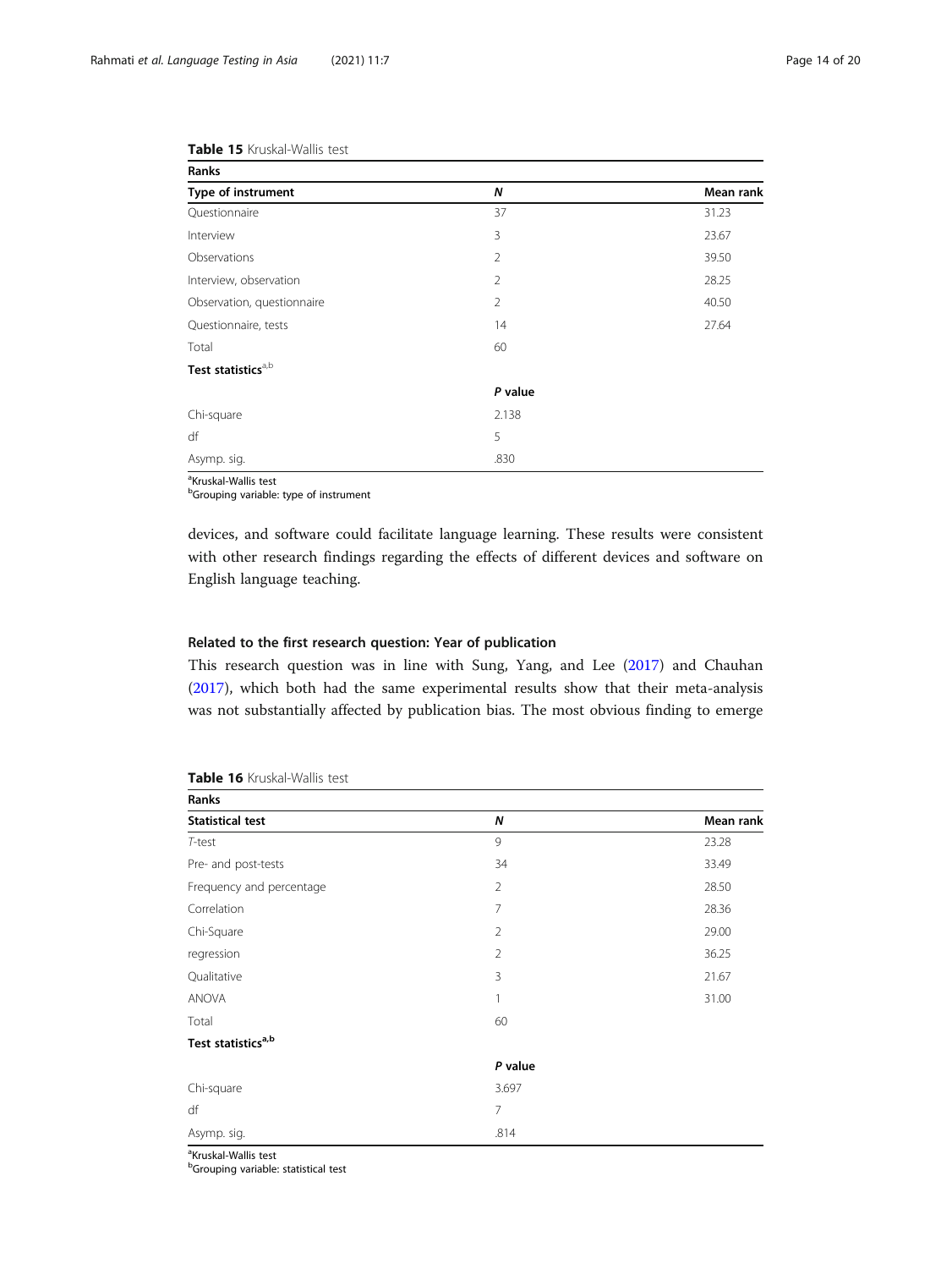**Table 15** Kruskal-Wallis test

| Ranks | | |
|---|---|---|
| **Type of instrument** | ***N*** | **Mean rank** |
| Questionnaire | 37 | 31.23 |
| Interview | 3 | 23.67 |
| Observations | 2 | 39.50 |
| Interview, observation | 2 | 28.25 |
| Observation, questionnaire | 2 | 40.50 |
| Questionnaire, tests | 14 | 27.64 |
| Total | 60 | |
| **Test statistics**[a,b] | | |
| | ***P* value** | |
| Chi-square | 2.138 | |
| df | 5 | |
| Asymp. sig. | .830 | |

[a]Kruskal-Wallis test
[b]Grouping variable: type of instrument

devices, and software could facilitate language learning. These results were consistent with other research findings regarding the effects of different devices and software on English language teaching.

### Related to the first research question: Year of publication

This research question was in line with Sung, Yang, and Lee (2017) and Chauhan (2017), which both had the same experimental results show that their meta-analysis was not substantially affected by publication bias. The most obvious finding to emerge

**Table 16** Kruskal-Wallis test

| Ranks | | |
|---|---|---|
| **Statistical test** | ***N*** | **Mean rank** |
| *T*-test | 9 | 23.28 |
| Pre- and post-tests | 34 | 33.49 |
| Frequency and percentage | 2 | 28.50 |
| Correlation | 7 | 28.36 |
| Chi-Square | 2 | 29.00 |
| regression | 2 | 36.25 |
| Qualitative | 3 | 21.67 |
| ANOVA | 1 | 31.00 |
| Total | 60 | |
| **Test statistics**[a,b] | | |
| | ***P* value** | |
| Chi-square | 3.697 | |
| df | 7 | |
| Asymp. sig. | .814 | |

[a]Kruskal-Wallis test
[b]Grouping variable: statistical test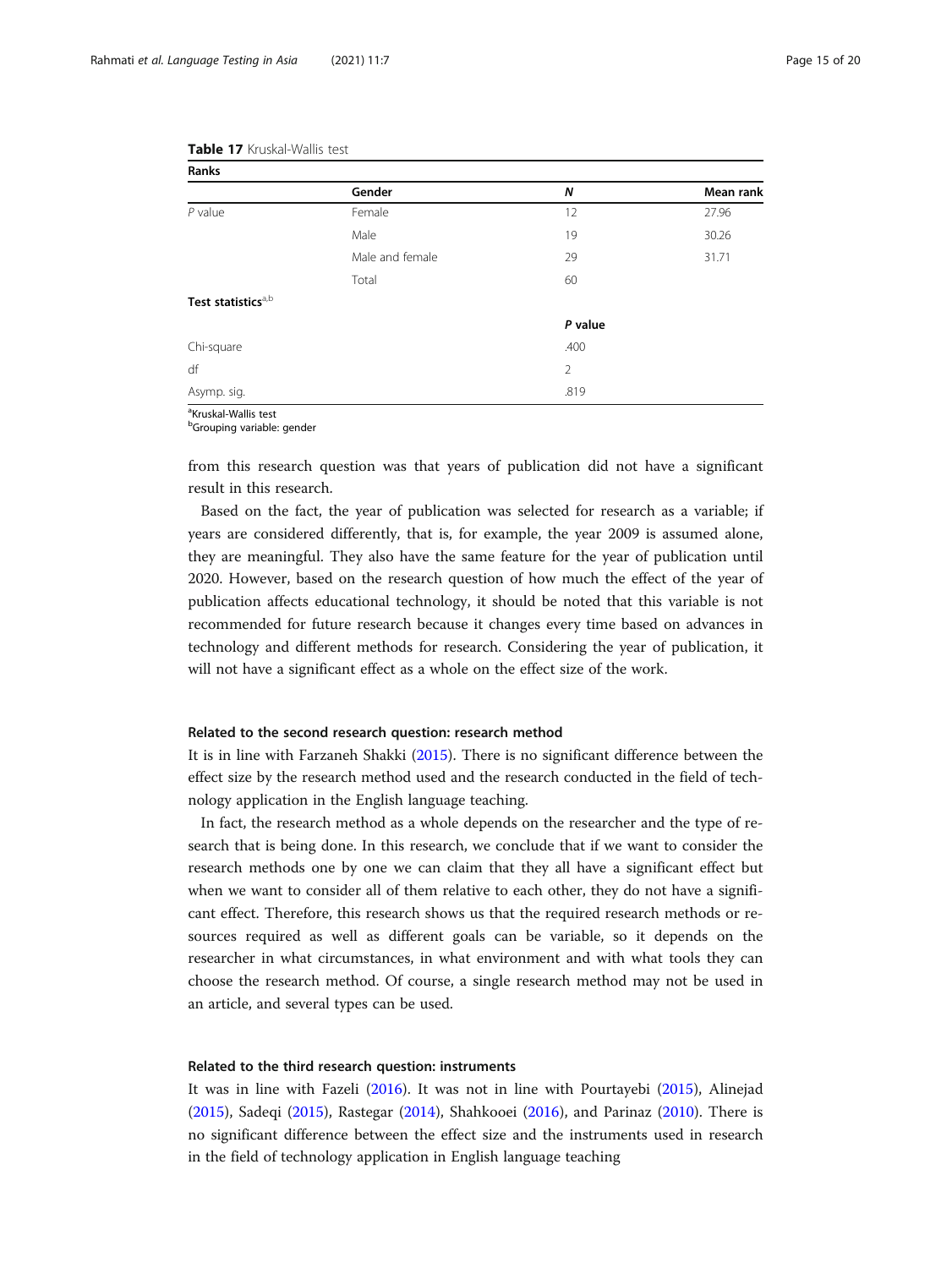**Table 17** Kruskal-Wallis test

| Ranks | | | |
|---|---|---|---|
| | Gender | *N* | Mean rank |
| *P* value | Female | 12 | 27.96 |
| | Male | 19 | 30.26 |
| | Male and female | 29 | 31.71 |
| | Total | 60 | |
| **Test statistics**[a,b] | | | |
| | | *P* value | |
| Chi-square | | .400 | |
| df | | 2 | |
| Asymp. sig. | | .819 | |

[a]Kruskal-Wallis test
[b]Grouping variable: gender

from this research question was that years of publication did not have a significant result in this research.

Based on the fact, the year of publication was selected for research as a variable; if years are considered differently, that is, for example, the year 2009 is assumed alone, they are meaningful. They also have the same feature for the year of publication until 2020. However, based on the research question of how much the effect of the year of publication affects educational technology, it should be noted that this variable is not recommended for future research because it changes every time based on advances in technology and different methods for research. Considering the year of publication, it will not have a significant effect as a whole on the effect size of the work.

#### Related to the second research question: research method

It is in line with Farzaneh Shakki (2015). There is no significant difference between the effect size by the research method used and the research conducted in the field of technology application in the English language teaching.

In fact, the research method as a whole depends on the researcher and the type of research that is being done. In this research, we conclude that if we want to consider the research methods one by one we can claim that they all have a significant effect but when we want to consider all of them relative to each other, they do not have a significant effect. Therefore, this research shows us that the required research methods or resources required as well as different goals can be variable, so it depends on the researcher in what circumstances, in what environment and with what tools they can choose the research method. Of course, a single research method may not be used in an article, and several types can be used.

#### Related to the third research question: instruments

It was in line with Fazeli (2016). It was not in line with Pourtayebi (2015), Alinejad (2015), Sadeqi (2015), Rastegar (2014), Shahkooei (2016), and Parinaz (2010). There is no significant difference between the effect size and the instruments used in research in the field of technology application in English language teaching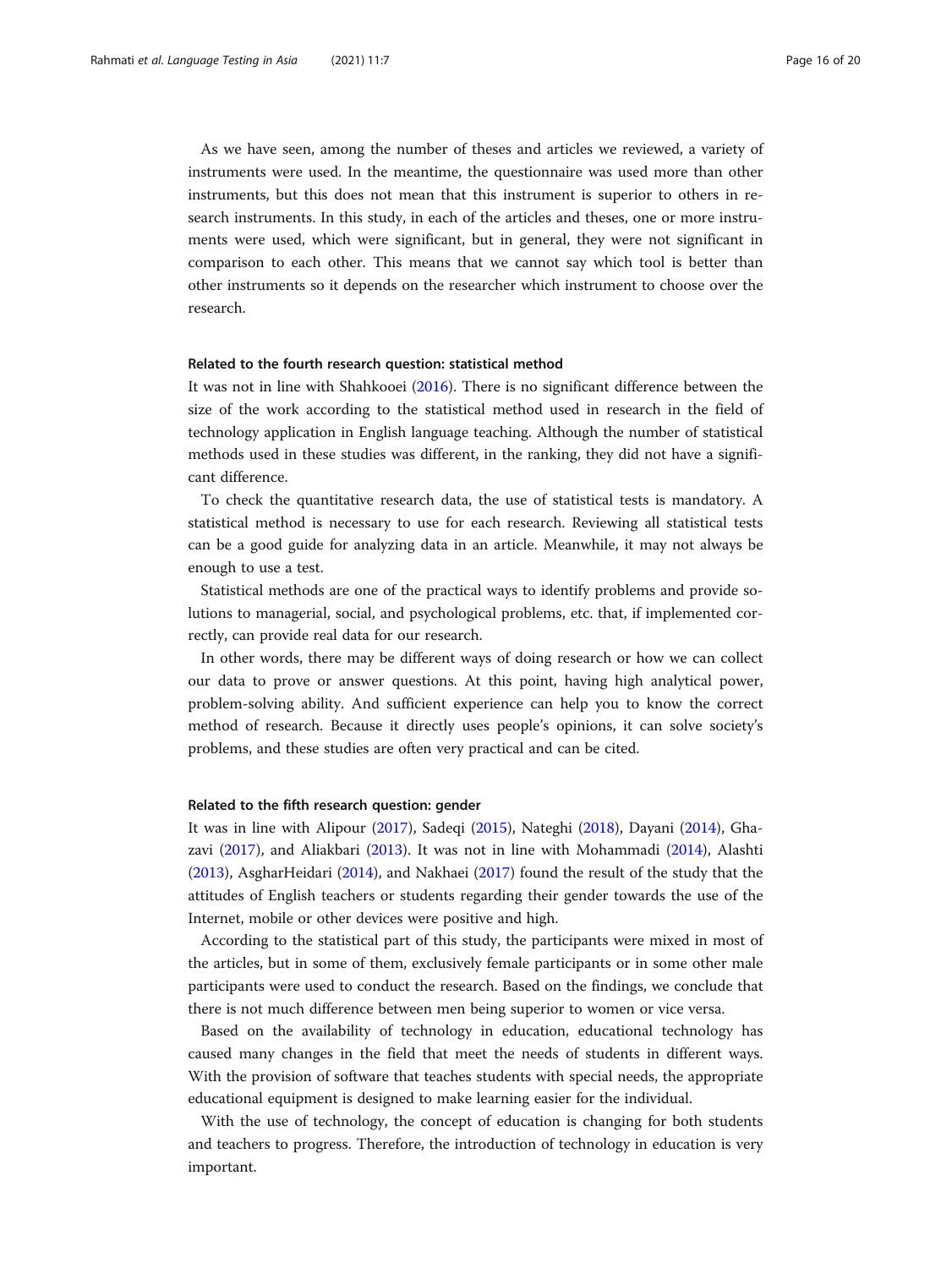As we have seen, among the number of theses and articles we reviewed, a variety of instruments were used. In the meantime, the questionnaire was used more than other instruments, but this does not mean that this instrument is superior to others in research instruments. In this study, in each of the articles and theses, one or more instruments were used, which were significant, but in general, they were not significant in comparison to each other. This means that we cannot say which tool is better than other instruments so it depends on the researcher which instrument to choose over the research.

#### Related to the fourth research question: statistical method

It was not in line with Shahkooei (2016). There is no significant difference between the size of the work according to the statistical method used in research in the field of technology application in English language teaching. Although the number of statistical methods used in these studies was different, in the ranking, they did not have a significant difference.

To check the quantitative research data, the use of statistical tests is mandatory. A statistical method is necessary to use for each research. Reviewing all statistical tests can be a good guide for analyzing data in an article. Meanwhile, it may not always be enough to use a test.

Statistical methods are one of the practical ways to identify problems and provide solutions to managerial, social, and psychological problems, etc. that, if implemented correctly, can provide real data for our research.

In other words, there may be different ways of doing research or how we can collect our data to prove or answer questions. At this point, having high analytical power, problem-solving ability. And sufficient experience can help you to know the correct method of research. Because it directly uses people's opinions, it can solve society's problems, and these studies are often very practical and can be cited.

#### Related to the fifth research question: gender

It was in line with Alipour (2017), Sadeqi (2015), Nateghi (2018), Dayani (2014), Ghazavi (2017), and Aliakbari (2013). It was not in line with Mohammadi (2014), Alashti (2013), AsgharHeidari (2014), and Nakhaei (2017) found the result of the study that the attitudes of English teachers or students regarding their gender towards the use of the Internet, mobile or other devices were positive and high.

According to the statistical part of this study, the participants were mixed in most of the articles, but in some of them, exclusively female participants or in some other male participants were used to conduct the research. Based on the findings, we conclude that there is not much difference between men being superior to women or vice versa.

Based on the availability of technology in education, educational technology has caused many changes in the field that meet the needs of students in different ways. With the provision of software that teaches students with special needs, the appropriate educational equipment is designed to make learning easier for the individual.

With the use of technology, the concept of education is changing for both students and teachers to progress. Therefore, the introduction of technology in education is very important.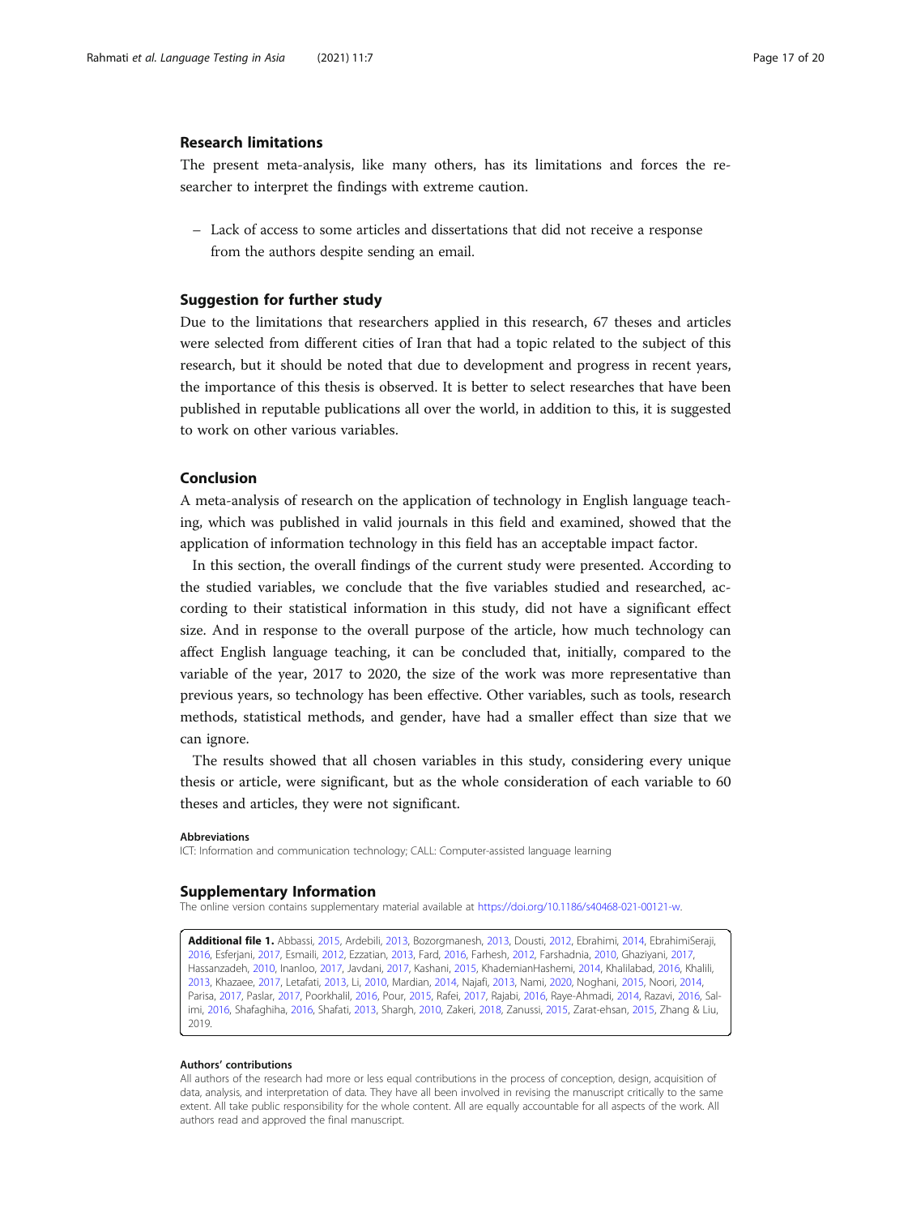## Research limitations

The present meta-analysis, like many others, has its limitations and forces the researcher to interpret the findings with extreme caution.

- Lack of access to some articles and dissertations that did not receive a response from the authors despite sending an email.

## Suggestion for further study

Due to the limitations that researchers applied in this research, 67 theses and articles were selected from different cities of Iran that had a topic related to the subject of this research, but it should be noted that due to development and progress in recent years, the importance of this thesis is observed. It is better to select researches that have been published in reputable publications all over the world, in addition to this, it is suggested to work on other various variables.

## Conclusion

A meta-analysis of research on the application of technology in English language teaching, which was published in valid journals in this field and examined, showed that the application of information technology in this field has an acceptable impact factor.

In this section, the overall findings of the current study were presented. According to the studied variables, we conclude that the five variables studied and researched, according to their statistical information in this study, did not have a significant effect size. And in response to the overall purpose of the article, how much technology can affect English language teaching, it can be concluded that, initially, compared to the variable of the year, 2017 to 2020, the size of the work was more representative than previous years, so technology has been effective. Other variables, such as tools, research methods, statistical methods, and gender, have had a smaller effect than size that we can ignore.

The results showed that all chosen variables in this study, considering every unique thesis or article, were significant, but as the whole consideration of each variable to 60 theses and articles, they were not significant.

#### Abbreviations

ICT: Information and communication technology; CALL: Computer-assisted language learning

## Supplementary Information

The online version contains supplementary material available at https://doi.org/10.1186/s40468-021-00121-w.

**Additional file 1.** Abbassi, 2015, Ardebili, 2013, Bozorgmanesh, 2013, Dousti, 2012, Ebrahimi, 2014, EbrahimiSeraji, 2016, Esferjani, 2017, Esmaili, 2012, Ezzatian, 2013, Fard, 2016, Farhesh, 2012, Farshadnia, 2010, Ghaziyani, 2017, Hassanzadeh, 2010, Inanloo, 2017, Javdani, 2017, Kashani, 2015, KhademianHashemi, 2014, Khalilabad, 2016, Khalili, 2013, Khazaee, 2017, Letafati, 2013, Li, 2010, Mardian, 2014, Najafi, 2013, Nami, 2020, Noghani, 2015, Noori, 2014, Parisa, 2017, Paslar, 2017, Poorkhalil, 2016, Pour, 2015, Rafei, 2017, Rajabi, 2016, Raye-Ahmadi, 2014, Razavi, 2016, Salimi, 2016, Shafaghiha, 2016, Shafati, 2013, Shargh, 2010, Zakeri, 2018, Zanussi, 2015, Zarat-ehsan, 2015, Zhang & Liu, 2019.

#### Authors' contributions

All authors of the research had more or less equal contributions in the process of conception, design, acquisition of data, analysis, and interpretation of data. They have all been involved in revising the manuscript critically to the same extent. All take public responsibility for the whole content. All are equally accountable for all aspects of the work. All authors read and approved the final manuscript.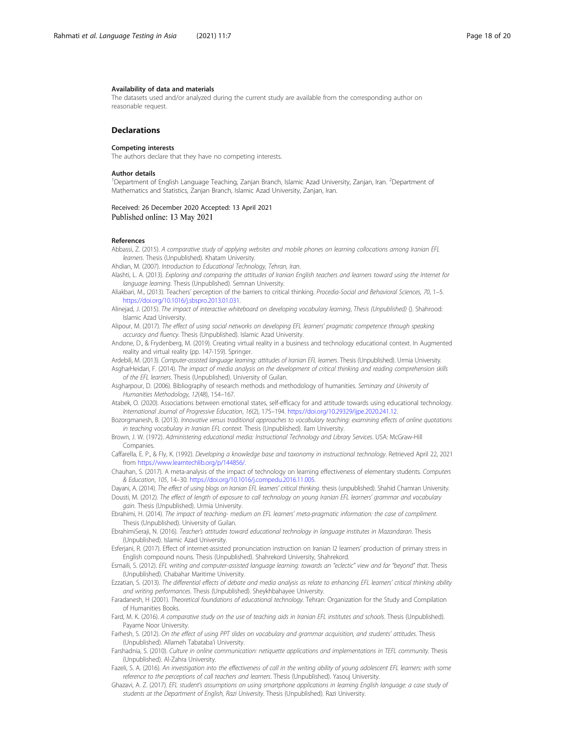### Availability of data and materials

The datasets used and/or analyzed during the current study are available from the corresponding author on reasonable request.

## Declarations

### Competing interests

The authors declare that they have no competing interests.

### Author details

[1]Department of English Language Teaching, Zanjan Branch, Islamic Azad University, Zanjan, Iran. [2]Department of Mathematics and Statistics, Zanjan Branch, Islamic Azad University, Zanjan, Iran.

Received: 26 December 2020 Accepted: 13 April 2021
Published online: 13 May 2021

### References

Abbassi, Z. (2015). *A comparative study of applying websites and mobile phones on learning collocations among Iranian EFL learners*. Thesis (Unpublished). Khatam University.

Ahdian, M. (2007). *Introduction to Educational Technology, Tehran, Iran*.

Alashti, L. A. (2013). *Exploring and comparing the attitudes of Iranian English teachers and learners toward using the Internet for language learning*. Thesis (Unpublished). Semnan University.

Aliakbari, M., (2013). Teachers' perception of the barriers to critical thinking. *Procedia-Social and Behavioral Sciences, 70*, 1–5. https://doi.org/10.1016/j.sbspro.2013.01.031.

Alinejad, J. (2015). *The impact of interactive whiteboard on developing vocabulary learning, Thesis (Unpublished)* (). Shahrood: Islamic Azad University.

Alipour, M. (2017). *The effect of using social networks on developing EFL learners' pragmatic competence through speaking accuracy and fluency*. Thesis (Unpublished). Islamic Azad University.

Andone, D., & Frydenberg, M. (2019). Creating virtual reality in a business and technology educational context. In Augmented reality and virtual reality (pp. 147-159). Springer.

Ardebili, M. (2013). *Computer-assisted language learning: attitudes of Iranian EFL learners*. Thesis (Unpublished). Urmia University.

AsgharHeidari, F. (2014). *The impact of media analysis on the development of critical thinking and reading comprehension skills of the EFL learners*. Thesis (Unpublished). University of Guilan.

Asgharpour, D. (2006). Bibliography of research methods and methodology of humanities. *Seminary and University of Humanities Methodology, 12*(48), 154–167.

Atabek, O. (2020). Associations between emotional states, self-efficacy for and attitude towards using educational technology. *International Journal of Progressive Education, 16*(2), 175–194. https://doi.org/10.29329/ijpe.2020.241.12.

Bozorgmanesh, B. (2013). *Innovative versus traditional approaches to vocabulary teaching: examining effects of online quotations in teaching vocabulary in Iranian EFL context*. Thesis (Unpublished). Ilam University.

Brown, J. W. (1972). *Administering educational media: Instructional Technology and Library Services*. USA: McGraw-Hill Companies.

Caffarella, E. P., & Fly, K. (1992). *Developing a knowledge base and taxonomy in instructional technology*. Retrieved April 22, 2021 from https://www.learntechlib.org/p/144856/.

Chauhan, S. (2017). A meta-analysis of the impact of technology on learning effectiveness of elementary students. *Computers & Education, 105*, 14–30. https://doi.org/10.1016/j.compedu.2016.11.005.

Dayani, A. (2014). *The effect of using blogs on Iranian EFL learners' critical thinking*. thesis (unpublished). Shahid Chamran University.

Dousti, M. (2012). *The effect of length of exposure to call technology on young Iranian EFL learners' grammar and vocabulary gain*. Thesis (Unpublished). Urmia University.

Ebrahimi, H. (2014). *The impact of teaching- medium on EFL learners' meta-pragmatic information: the case of compliment*. Thesis (Unpublished). University of Guilan.

EbrahimiSeraji, N. (2016). *Teacher's attitudes toward educational technology in language institutes in Mazandaran*. Thesis (Unpublished). Islamic Azad University.

Esferjani, R. (2017). Effect of internet-assisted pronunciation instruction on Iranian l2 learners' production of primary stress in English compound nouns. Thesis (Unpublished). Shahrekord University, Shahrekord.

Esmaili, S. (2012). *EFL writing and computer-assisted language learning: towards an "eclectic" view and far "beyond" that*. Thesis (Unpublished). Chabahar Maritime University.

Ezzatian, S. (2013). *The differential effects of debate and media analysis as relate to enhancing EFL learners' critical thinking ability and writing performances*. Thesis (Unpublished). Sheykhbahayee University.

Faradanesh, H (2001). *Theoretical foundations of educational technology*. Tehran: Organization for the Study and Compilation of Humanities Books.

Fard, M. K. (2016). *A comparative study on the use of teaching aids in Iranian EFL institutes and schools*. Thesis (Unpublished). Payame Noor University.

Farhesh, S. (2012). *On the effect of using PPT slides on vocabulary and grammar acquisition, and students' attitudes*. Thesis (Unpublished). Allameh Tabataba'i University.

Farshadnia, S. (2010). *Culture in online communication: netiquette applications and implementations in TEFL community*. Thesis (Unpublished). Al-Zahra University.

Fazeli, S. A. (2016). *An investigation into the effectiveness of call in the writing ability of young adolescent EFL learners: with some reference to the perceptions of call teachers and learners*. Thesis (Unpublished). Yasouj University.

Ghazavi, A. Z. (2017). *EFL student's assumptions on using smartphone applications in learning English language: a case study of students at the Department of English, Razi University*. Thesis (Unpublished). Razi University.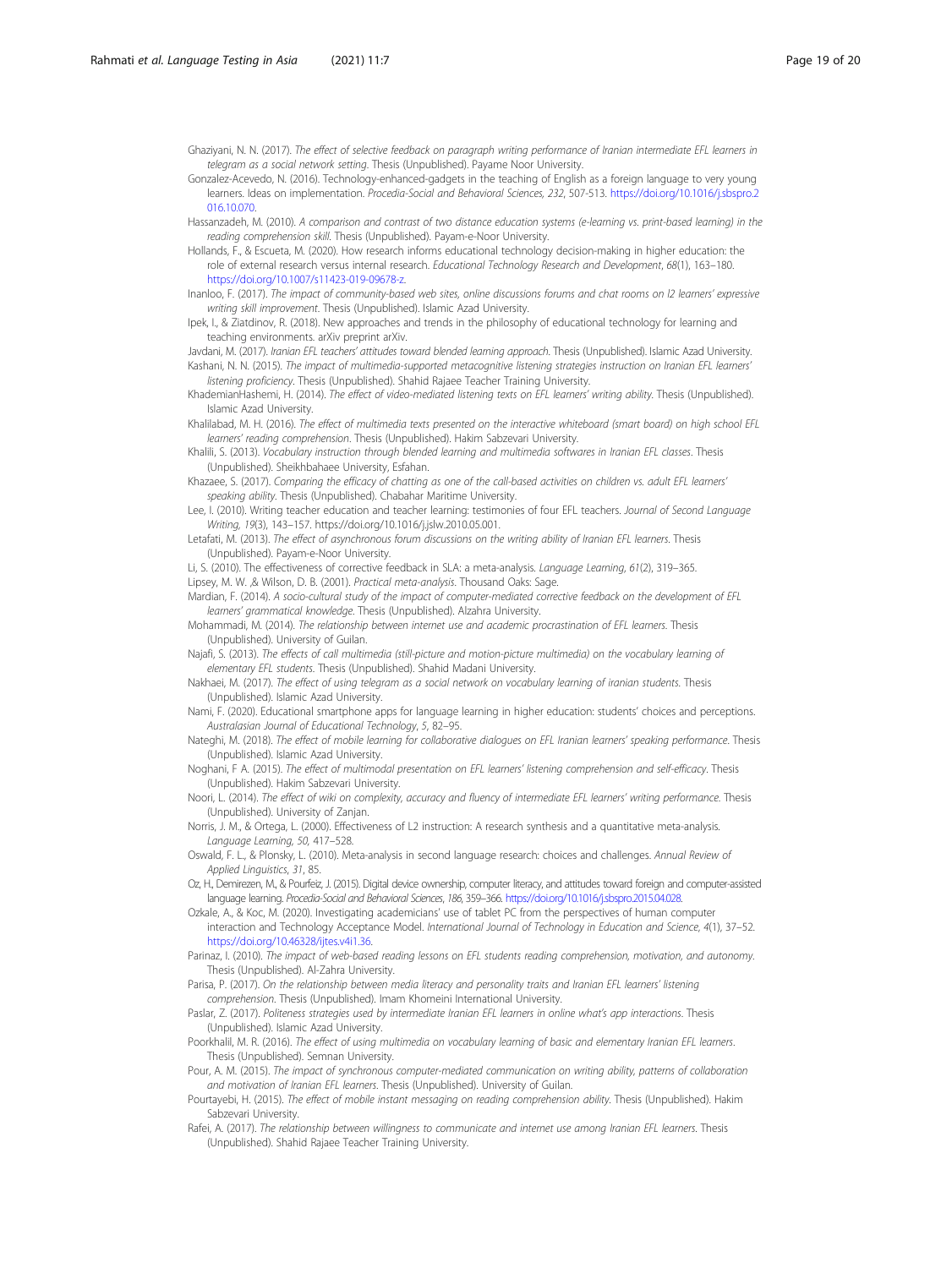Ghaziyani, N. N. (2017). *The effect of selective feedback on paragraph writing performance of Iranian intermediate EFL learners in telegram as a social network setting*. Thesis (Unpublished). Payame Noor University.

Gonzalez-Acevedo, N. (2016). Technology-enhanced-gadgets in the teaching of English as a foreign language to very young learners. Ideas on implementation. *Procedia-Social and Behavioral Sciences, 232*, 507-513. https://doi.org/10.1016/j.sbspro.2016.10.070.

Hassanzadeh, M. (2010). *A comparison and contrast of two distance education systems (e-learning vs. print-based learning) in the reading comprehension skill*. Thesis (Unpublished). Payam-e-Noor University.

Hollands, F., & Escueta, M. (2020). How research informs educational technology decision-making in higher education: the role of external research versus internal research. *Educational Technology Research and Development*, *68*(1), 163–180. https://doi.org/10.1007/s11423-019-09678-z.

Inanloo, F. (2017). *The impact of community-based web sites, online discussions forums and chat rooms on l2 learners' expressive writing skill improvement*. Thesis (Unpublished). Islamic Azad University.

Ipek, I., & Ziatdinov, R. (2018). New approaches and trends in the philosophy of educational technology for learning and teaching environments. arXiv preprint arXiv.

Javdani, M. (2017). *Iranian EFL teachers' attitudes toward blended learning approach*. Thesis (Unpublished). Islamic Azad University.

Kashani, N. N. (2015). *The impact of multimedia-supported metacognitive listening strategies instruction on Iranian EFL learners' listening proficiency*. Thesis (Unpublished). Shahid Rajaee Teacher Training University.

KhademianHashemi, H. (2014). *The effect of video-mediated listening texts on EFL learners' writing ability*. Thesis (Unpublished). Islamic Azad University.

Khalilabad, M. H. (2016). *The effect of multimedia texts presented on the interactive whiteboard (smart board) on high school EFL learners' reading comprehension*. Thesis (Unpublished). Hakim Sabzevari University.

Khalili, S. (2013). *Vocabulary instruction through blended learning and multimedia softwares in Iranian EFL classes*. Thesis (Unpublished). Sheikhbahaee University, Esfahan.

Khazaee, S. (2017). *Comparing the efficacy of chatting as one of the call-based activities on children vs. adult EFL learners' speaking ability*. Thesis (Unpublished). Chabahar Maritime University.

Lee, I. (2010). Writing teacher education and teacher learning: testimonies of four EFL teachers. *Journal of Second Language Writing, 19*(3), 143–157. https://doi.org/10.1016/j.jslw.2010.05.001.

Letafati, M. (2013). *The effect of asynchronous forum discussions on the writing ability of Iranian EFL learners*. Thesis (Unpublished). Payam-e-Noor University.

Li, S. (2010). The effectiveness of corrective feedback in SLA: a meta-analysis. *Language Learning, 61*(2), 319–365.

Lipsey, M. W. ,& Wilson, D. B. (2001). *Practical meta-analysis*. Thousand Oaks: Sage.

Mardian, F. (2014). *A socio-cultural study of the impact of computer-mediated corrective feedback on the development of EFL learners' grammatical knowledge*. Thesis (Unpublished). Alzahra University.

Mohammadi, M. (2014). *The relationship between internet use and academic procrastination of EFL learners*. Thesis (Unpublished). University of Guilan.

Najafi, S. (2013). *The effects of call multimedia (still-picture and motion-picture multimedia) on the vocabulary learning of elementary EFL students*. Thesis (Unpublished). Shahid Madani University.

Nakhaei, M. (2017). *The effect of using telegram as a social network on vocabulary learning of iranian students*. Thesis (Unpublished). Islamic Azad University.

Nami, F. (2020). Educational smartphone apps for language learning in higher education: students' choices and perceptions. *Australasian Journal of Educational Technology*, *5*, 82–95.

Nateghi, M. (2018). *The effect of mobile learning for collaborative dialogues on EFL Iranian learners' speaking performance*. Thesis (Unpublished). Islamic Azad University.

Noghani, F A. (2015). *The effect of multimodal presentation on EFL learners' listening comprehension and self-efficacy*. Thesis (Unpublished). Hakim Sabzevari University.

Noori, L. (2014). *The effect of wiki on complexity, accuracy and fluency of intermediate EFL learners' writing performance*. Thesis (Unpublished). University of Zanjan.

Norris, J. M., & Ortega, L. (2000). Effectiveness of L2 instruction: A research synthesis and a quantitative meta-analysis. *Language Learning, 50*, 417–528.

Oswald, F. L., & Plonsky, L. (2010). Meta-analysis in second language research: choices and challenges. *Annual Review of Applied Linguistics*, *31*, 85.

Oz, H., Demirezen, M., & Pourfeiz, J. (2015). Digital device ownership, computer literacy, and attitudes toward foreign and computer-assisted language learning. *Procedia-Social and Behavioral Sciences*, *186*, 359–366. https://doi.org/10.1016/j.sbspro.2015.04.028.

Ozkale, A., & Koc, M. (2020). Investigating academicians' use of tablet PC from the perspectives of human computer interaction and Technology Acceptance Model. *International Journal of Technology in Education and Science*, *4*(1), 37–52. https://doi.org/10.46328/ijtes.v4i1.36.

Parinaz, I. (2010). *The impact of web-based reading lessons on EFL students reading comprehension, motivation, and autonomy*. Thesis (Unpublished). Al-Zahra University.

Parisa, P. (2017). *On the relationship between media literacy and personality traits and Iranian EFL learners' listening comprehension*. Thesis (Unpublished). Imam Khomeini International University.

Paslar, Z. (2017). *Politeness strategies used by intermediate Iranian EFL learners in online what's app interactions*. Thesis (Unpublished). Islamic Azad University.

Poorkhalil, M. R. (2016). *The effect of using multimedia on vocabulary learning of basic and elementary Iranian EFL learners*. Thesis (Unpublished). Semnan University.

Pour, A. M. (2015). *The impact of synchronous computer-mediated communication on writing ability, patterns of collaboration and motivation of Iranian EFL learners*. Thesis (Unpublished). University of Guilan.

Pourtayebi, H. (2015). *The effect of mobile instant messaging on reading comprehension ability*. Thesis (Unpublished). Hakim Sabzevari University.

Rafei, A. (2017). *The relationship between willingness to communicate and internet use among Iranian EFL learners*. Thesis (Unpublished). Shahid Rajaee Teacher Training University.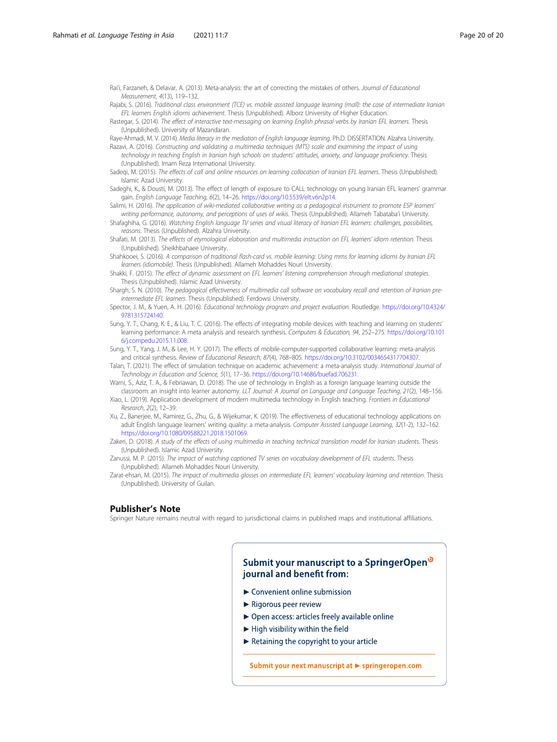Rai'i, Farzaneh, & Delavar, A. (2013). Meta-analysis: the art of correcting the mistakes of others. *Journal of Educational Measurement, 4*(13), 119–132.

Rajabi, S. (2016). *Traditional class environment (TCE) vs. mobile assisted language learning (mall): the case of intermediate Iranian EFL learners English idioms achievement.* Thesis (Unpublished). Alborz University of Higher Education.

Rastegar, S. (2014). *The effect of interactive text-messaging on learning English phrasal verbs by Iranian EFL learners*. Thesis (Unpublished). University of Mazandaran.

Raye-Ahmadi, M. V. (2014). *Media literacy in the mediation of English language learning*. Ph.D. DISSERTATION. Alzahra University.

Razavi, A. (2016). *Constructing and validating a multimedia techniques (MTS) scale and examining the impact of using technology in teaching English in Iranian high schools on students' attitudes, anxiety, and language proficiency*. Thesis (Unpublished). Imam Reza International University.

Sadeqi, M. (2015). *The effects of call and online resources on learning collocation of Iranian EFL learners*. Thesis (Unpublished). Islamic Azad University.

Sadeghi, K., & Dousti, M. (2013). The effect of length of exposure to CALL technology on young Iranian EFL learners' grammar gain. *English Language Teaching, 6*(2), 14–26. https://doi.org/10.5539/elt.v6n2p14.

Salimi, H. (2016). *The application of wiki-mediated collaborative writing as a pedagogical instrument to promote ESP learners' writing performance, autonomy, and perceptions of uses of wikis*. Thesis (Unpublished). Allameh Tabataba'i University.

Shafaghiha, G. (2016). *Watching English language TV series and visual literacy of Iranian EFL learners: challenges, possibilities, reasons*. Thesis (Unpublished). Alzahra University.

Shafati, M. (2013). *The effects of etymological elaboration and multimedia instruction on EFL learners' idiom retention*. Thesis (Unpublished). Sheikhbahaee University.

Shahkooei, S. (2016). *A comparison of traditional flash-card vs. mobile learning: Using mms for learning idioms by Iranian EFL learners (idiomobile)*. Thesis (Unpublished). Allameh Mohaddes Nouri University.

Shakki, F. (2015). *The effect of dynamic assessment on EFL learners' listening comprehension through mediational strategies*. Thesis (Unpublished). Islamic Azad University.

Shargh, S. N. (2010). *The pedagogical effectiveness of multimedia call software on vocabulary recall and retention of Iranian pre-intermediate EFL learners*. Thesis (Unpublished). Ferdowsi University.

Spector, J. M., & Yuen, A. H. (2016). *Educational technology program and project evaluation*. Routledge. https://doi.org/10.4324/9781315724140.

Sung, Y. T., Chang, K. E., & Liu, T. C. (2016). The effects of integrating mobile devices with teaching and learning on students' learning performance: A meta analysis and research synthesis. *Computers & Education, 94*, 252–275. https://doi.org/10.1016/j.compedu.2015.11.008.

Sung, Y. T., Yang, J. M., & Lee, H. Y. (2017). The effects of mobile-computer-supported collaborative learning: meta-analysis and critical synthesis. *Review of Educational Research, 87*(4), 768–805. https://doi.org/10.3102/0034654317704307.

Talan, T. (2021). The effect of simulation technique on academic achievement: a meta-analysis study. *International Journal of Technology in Education and Science, 5*(1), 17–36. https://doi.org/10.14686/buefad.706231.

Warni, S., Aziz, T. A., & Febriawan, D. (2018). The use of technology in English as a foreign language learning outside the classroom: an insight into learner autonomy. *LLT Journal: A Journal on Language and Language Teaching, 21*(2), 148–156.

Xiao, L. (2019). Application development of modern multimedia technology in English teaching. *Frontiers in Educational Research, 2*(2), 12–39.

Xu, Z., Banerjee, M., Ramirez, G., Zhu, G., & Wijekumar, K. (2019). The effectiveness of educational technology applications on adult English language learners' writing quality: a meta-analysis. *Computer Assisted Language Learning, 32*(1-2), 132–162. https://doi.org/10.1080/09588221.2018.1501069.

Zakeri, D. (2018). *A study of the effects of using multimedia in teaching technical translation model for Iranian students*. Thesis (Unpublished). Islamic Azad University.

Zanussi, M. P. (2015). *The impact of watching captioned TV series on vocabulary development of EFL students*. Thesis (Unpublished). Allameh Mohaddes Nouri University.

Zarat-ehsan, M. (2015). *The impact of multimedia glosses on intermediate EFL learners' vocabulary learning and retention*. Thesis (Unpublished). University of Guilan.

## Publisher's Note

Springer Nature remains neutral with regard to jurisdictional claims in published maps and institutional affiliations.

**Submit your manuscript to a SpringerOpen journal and benefit from:**

- ► Convenient online submission
- ► Rigorous peer review
- ► Open access: articles freely available online
- ► High visibility within the field
- ► Retaining the copyright to your article

**Submit your next manuscript at ► springeropen.com**